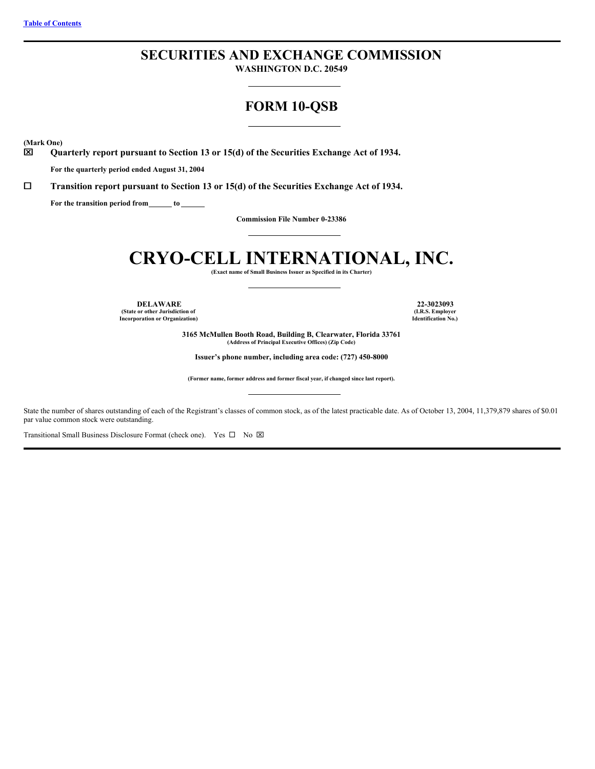[Table of Contents]

# SECURITIES AND EXCHANGE COMMISSION

**WASHINGTON D.C. 20549**

## FORM 10-QSB

**(Mark One)**

☒ **Quarterly report pursuant to Section 13 or 15(d) of the Securities Exchange Act of 1934.**

**For the quarterly period ended August 31, 2004**

☐ **Transition report pursuant to Section 13 or 15(d) of the Securities Exchange Act of 1934.**

**For the transition period from\_\_\_\_\_\_ to \_\_\_\_\_\_**

**Commission File Number 0-23386**

# CRYO-CELL INTERNATIONAL, INC.

**(Exact name of Small Business Issuer as Specified in its Charter)**

| **DELAWARE** | **22-3023093** |
|---|---|
| **(State or other Jurisdiction of Incorporation or Organization)** | **(I.R.S. Employer Identification No.)** |

**3165 McMullen Booth Road, Building B, Clearwater, Florida 33761**
**(Address of Principal Executive Offices) (Zip Code)**

**Issuer's phone number, including area code: (727) 450-8000**

**(Former name, former address and former fiscal year, if changed since last report).**

State the number of shares outstanding of each of the Registrant's classes of common stock, as of the latest practicable date. As of October 13, 2004, 11,379,879 shares of $0.01 par value common stock were outstanding.

Transitional Small Business Disclosure Format (check one). Yes ☐ No ☒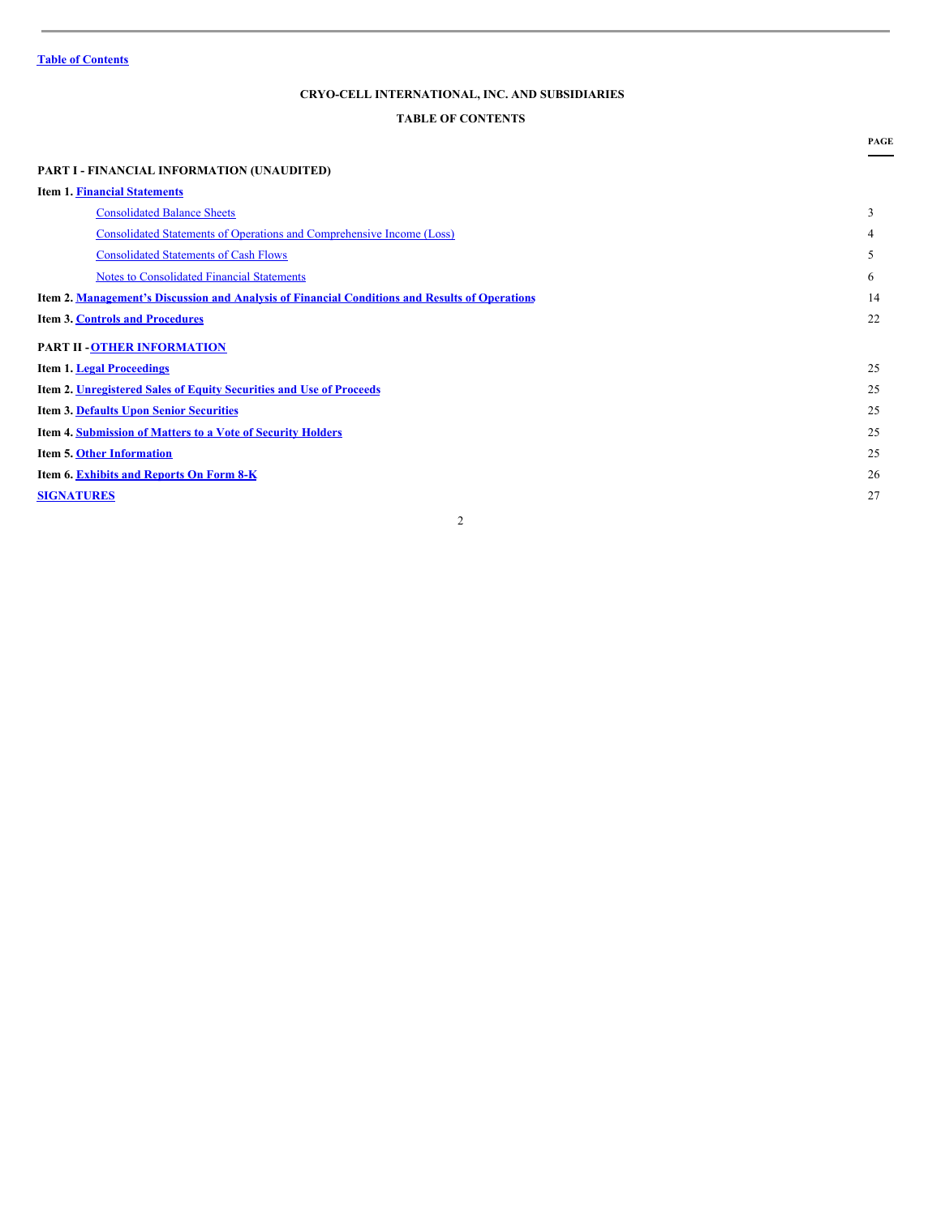Table of Contents

# CRYO-CELL INTERNATIONAL, INC. AND SUBSIDIARIES

## TABLE OF CONTENTS

| | PAGE |
|---|---|
| **PART I - FINANCIAL INFORMATION (UNAUDITED)** | |
| **Item 1. Financial Statements** | |
| Consolidated Balance Sheets | 3 |
| Consolidated Statements of Operations and Comprehensive Income (Loss) | 4 |
| Consolidated Statements of Cash Flows | 5 |
| Notes to Consolidated Financial Statements | 6 |
| **Item 2. Management's Discussion and Analysis of Financial Conditions and Results of Operations** | 14 |
| **Item 3. Controls and Procedures** | 22 |
| **PART II - OTHER INFORMATION** | |
| **Item 1. Legal Proceedings** | 25 |
| **Item 2. Unregistered Sales of Equity Securities and Use of Proceeds** | 25 |
| **Item 3. Defaults Upon Senior Securities** | 25 |
| **Item 4. Submission of Matters to a Vote of Security Holders** | 25 |
| **Item 5. Other Information** | 25 |
| **Item 6. Exhibits and Reports On Form 8-K** | 26 |
| **SIGNATURES** | 27 |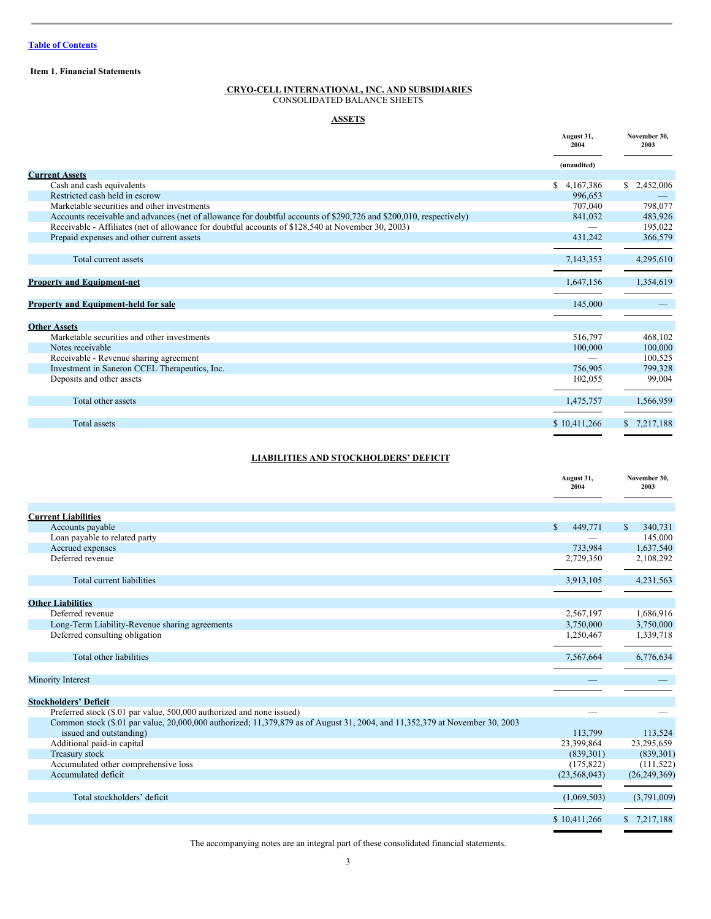Table of Contents

**Item 1. Financial Statements**

**CRYO-CELL INTERNATIONAL, INC. AND SUBSIDIARIES**
CONSOLIDATED BALANCE SHEETS

**ASSETS**

| | August 31, 2004 | November 30, 2003 |
|---|---|---|
| | (unaudited) | |
| **Current Assets** | | |
| Cash and cash equivalents | $ 4,167,386 | $ 2,452,006 |
| Restricted cash held in escrow | 996,653 | — |
| Marketable securities and other investments | 707,040 | 798,077 |
| Accounts receivable and advances (net of allowance for doubtful accounts of $290,726 and $200,010, respectively) | 841,032 | 483,926 |
| Receivable - Affiliates (net of allowance for doubtful accounts of $128,540 at November 30, 2003) | — | 195,022 |
| Prepaid expenses and other current assets | 431,242 | 366,579 |
| Total current assets | 7,143,353 | 4,295,610 |
| **Property and Equipment-net** | 1,647,156 | 1,354,619 |
| **Property and Equipment-held for sale** | 145,000 | — |
| **Other Assets** | | |
| Marketable securities and other investments | 516,797 | 468,102 |
| Notes receivable | 100,000 | 100,000 |
| Receivable - Revenue sharing agreement | — | 100,525 |
| Investment in Saneron CCEL Therapeutics, Inc. | 756,905 | 799,328 |
| Deposits and other assets | 102,055 | 99,004 |
| Total other assets | 1,475,757 | 1,566,959 |
| Total assets | $ 10,411,266 | $ 7,217,188 |

**LIABILITIES AND STOCKHOLDERS' DEFICIT**

| | August 31, 2004 | November 30, 2003 |
|---|---|---|
| **Current Liabilities** | | |
| Accounts payable | $ 449,771 | $ 340,731 |
| Loan payable to related party | — | 145,000 |
| Accrued expenses | 733,984 | 1,637,540 |
| Deferred revenue | 2,729,350 | 2,108,292 |
| Total current liabilities | 3,913,105 | 4,231,563 |
| **Other Liabilities** | | |
| Deferred revenue | 2,567,197 | 1,686,916 |
| Long-Term Liability-Revenue sharing agreements | 3,750,000 | 3,750,000 |
| Deferred consulting obligation | 1,250,467 | 1,339,718 |
| Total other liabilities | 7,567,664 | 6,776,634 |
| Minority Interest | — | — |
| **Stockholders' Deficit** | | |
| Preferred stock ($.01 par value, 500,000 authorized and none issued) | — | — |
| Common stock ($.01 par value, 20,000,000 authorized; 11,379,879 as of August 31, 2004, and 11,352,379 at November 30, 2003 issued and outstanding) | 113,799 | 113,524 |
| Additional paid-in capital | 23,399,864 | 23,295,659 |
| Treasury stock | (839,301) | (839,301) |
| Accumulated other comprehensive loss | (175,822) | (111,522) |
| Accumulated deficit | (23,568,043) | (26,249,369) |
| Total stockholders' deficit | (1,069,503) | (3,791,009) |
| | $ 10,411,266 | $ 7,217,188 |

The accompanying notes are an integral part of these consolidated financial statements.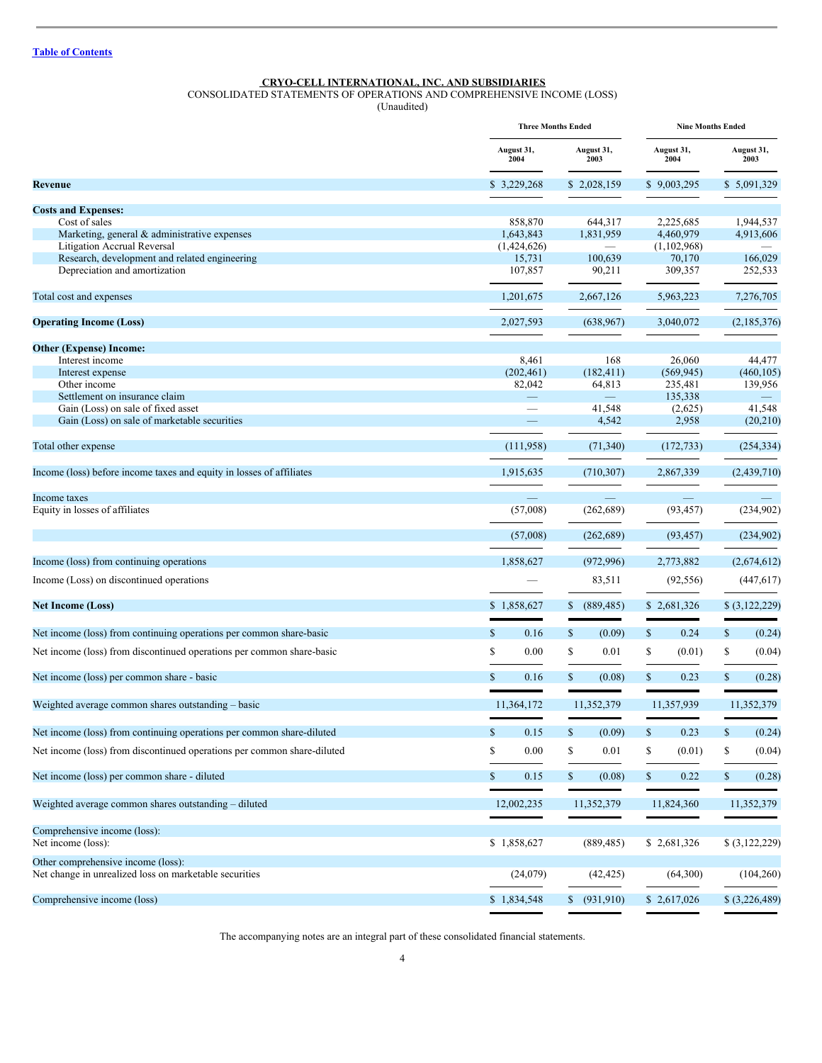[Table of Contents](#)

**CRYO-CELL INTERNATIONAL, INC. AND SUBSIDIARIES**

CONSOLIDATED STATEMENTS OF OPERATIONS AND COMPREHENSIVE INCOME (LOSS)

(Unaudited)

| | Three Months Ended | | Nine Months Ended | |
|---|---|---|---|---|
| | August 31, 2004 | August 31, 2003 | August 31, 2004 | August 31, 2003 |
| **Revenue** | $ 3,229,268 | $ 2,028,159 | $ 9,003,295 | $ 5,091,329 |
| **Costs and Expenses:** | | | | |
| Cost of sales | 858,870 | 644,317 | 2,225,685 | 1,944,537 |
| Marketing, general & administrative expenses | 1,643,843 | 1,831,959 | 4,460,979 | 4,913,606 |
| Litigation Accrual Reversal | (1,424,626) | — | (1,102,968) | — |
| Research, development and related engineering | 15,731 | 100,639 | 70,170 | 166,029 |
| Depreciation and amortization | 107,857 | 90,211 | 309,357 | 252,533 |
| Total cost and expenses | 1,201,675 | 2,667,126 | 5,963,223 | 7,276,705 |
| **Operating Income (Loss)** | 2,027,593 | (638,967) | 3,040,072 | (2,185,376) |
| **Other (Expense) Income:** | | | | |
| Interest income | 8,461 | 168 | 26,060 | 44,477 |
| Interest expense | (202,461) | (182,411) | (569,945) | (460,105) |
| Other income | 82,042 | 64,813 | 235,481 | 139,956 |
| Settlement on insurance claim | — | — | 135,338 | — |
| Gain (Loss) on sale of fixed asset | — | 41,548 | (2,625) | 41,548 |
| Gain (Loss) on sale of marketable securities | — | 4,542 | 2,958 | (20,210) |
| Total other expense | (111,958) | (71,340) | (172,733) | (254,334) |
| Income (loss) before income taxes and equity in losses of affiliates | 1,915,635 | (710,307) | 2,867,339 | (2,439,710) |
| Income taxes | — | — | — | — |
| Equity in losses of affiliates | (57,008) | (262,689) | (93,457) | (234,902) |
| | (57,008) | (262,689) | (93,457) | (234,902) |
| Income (loss) from continuing operations | 1,858,627 | (972,996) | 2,773,882 | (2,674,612) |
| Income (Loss) on discontinued operations | — | 83,511 | (92,556) | (447,617) |
| **Net Income (Loss)** | $ 1,858,627 | $ (889,485) | $ 2,681,326 | $ (3,122,229) |
| Net income (loss) from continuing operations per common share-basic | $ 0.16 | $ (0.09) | $ 0.24 | $ (0.24) |
| Net income (loss) from discontinued operations per common share-basic | $ 0.00 | $ 0.01 | $ (0.01) | $ (0.04) |
| Net income (loss) per common share - basic | $ 0.16 | $ (0.08) | $ 0.23 | $ (0.28) |
| Weighted average common shares outstanding – basic | 11,364,172 | 11,352,379 | 11,357,939 | 11,352,379 |
| Net income (loss) from continuing operations per common share-diluted | $ 0.15 | $ (0.09) | $ 0.23 | $ (0.24) |
| Net income (loss) from discontinued operations per common share-diluted | $ 0.00 | $ 0.01 | $ (0.01) | $ (0.04) |
| Net income (loss) per common share - diluted | $ 0.15 | $ (0.08) | $ 0.22 | $ (0.28) |
| Weighted average common shares outstanding – diluted | 12,002,235 | 11,352,379 | 11,824,360 | 11,352,379 |
| Comprehensive income (loss): | | | | |
| Net income (loss): | $ 1,858,627 | (889,485) | $ 2,681,326 | $ (3,122,229) |
| Other comprehensive income (loss): | | | | |
| Net change in unrealized loss on marketable securities | (24,079) | (42,425) | (64,300) | (104,260) |
| Comprehensive income (loss) | $ 1,834,548 | $ (931,910) | $ 2,617,026 | $ (3,226,489) |

The accompanying notes are an integral part of these consolidated financial statements.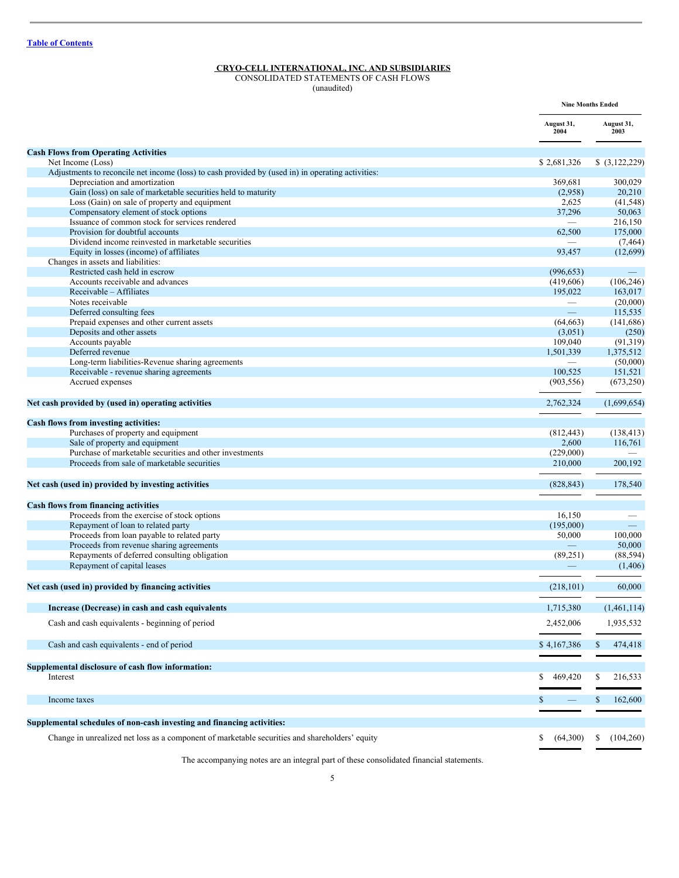**CRYO-CELL INTERNATIONAL, INC. AND SUBSIDIARIES**

CONSOLIDATED STATEMENTS OF CASH FLOWS

(unaudited)

| | Nine Months Ended | |
|---|---|---|
| | August 31, 2004 | August 31, 2003 |
| **Cash Flows from Operating Activities** | | |
| Net Income (Loss) | $ 2,681,326 | $ (3,122,229) |
| Adjustments to reconcile net income (loss) to cash provided by (used in) in operating activities: | | |
| Depreciation and amortization | 369,681 | 300,029 |
| Gain (loss) on sale of marketable securities held to maturity | (2,958) | 20,210 |
| Loss (Gain) on sale of property and equipment | 2,625 | (41,548) |
| Compensatory element of stock options | 37,296 | 50,063 |
| Issuance of common stock for services rendered | — | 216,150 |
| Provision for doubtful accounts | 62,500 | 175,000 |
| Dividend income reinvested in marketable securities | — | (7,464) |
| Equity in losses (income) of affiliates | 93,457 | (12,699) |
| Changes in assets and liabilities: | | |
| Restricted cash held in escrow | (996,653) | — |
| Accounts receivable and advances | (419,606) | (106,246) |
| Receivable – Affiliates | 195,022 | 163,017 |
| Notes receivable | — | (20,000) |
| Deferred consulting fees | — | 115,535 |
| Prepaid expenses and other current assets | (64,663) | (141,686) |
| Deposits and other assets | (3,051) | (250) |
| Accounts payable | 109,040 | (91,319) |
| Deferred revenue | 1,501,339 | 1,375,512 |
| Long-term liabilities-Revenue sharing agreements | — | (50,000) |
| Receivable - revenue sharing agreements | 100,525 | 151,521 |
| Accrued expenses | (903,556) | (673,250) |
| **Net cash provided by (used in) operating activities** | 2,762,324 | (1,699,654) |
| **Cash flows from investing activities:** | | |
| Purchases of property and equipment | (812,443) | (138,413) |
| Sale of property and equipment | 2,600 | 116,761 |
| Purchase of marketable securities and other investments | (229,000) | — |
| Proceeds from sale of marketable securities | 210,000 | 200,192 |
| **Net cash (used in) provided by investing activities** | (828,843) | 178,540 |
| **Cash flows from financing activities** | | |
| Proceeds from the exercise of stock options | 16,150 | — |
| Repayment of loan to related party | (195,000) | — |
| Proceeds from loan payable to related party | 50,000 | 100,000 |
| Proceeds from revenue sharing agreements | — | 50,000 |
| Repayments of deferred consulting obligation | (89,251) | (88,594) |
| Repayment of capital leases | — | (1,406) |
| **Net cash (used in) provided by financing activities** | (218,101) | 60,000 |
| **Increase (Decrease) in cash and cash equivalents** | 1,715,380 | (1,461,114) |
| Cash and cash equivalents - beginning of period | 2,452,006 | 1,935,532 |
| Cash and cash equivalents - end of period | $ 4,167,386 | $ 474,418 |
| **Supplemental disclosure of cash flow information:** | | |
| Interest | $ 469,420 | $ 216,533 |
| Income taxes | $ — | $ 162,600 |
| **Supplemental schedules of non-cash investing and financing activities:** | | |
| Change in unrealized net loss as a component of marketable securities and shareholders' equity | $ (64,300) | $ (104,260) |

The accompanying notes are an integral part of these consolidated financial statements.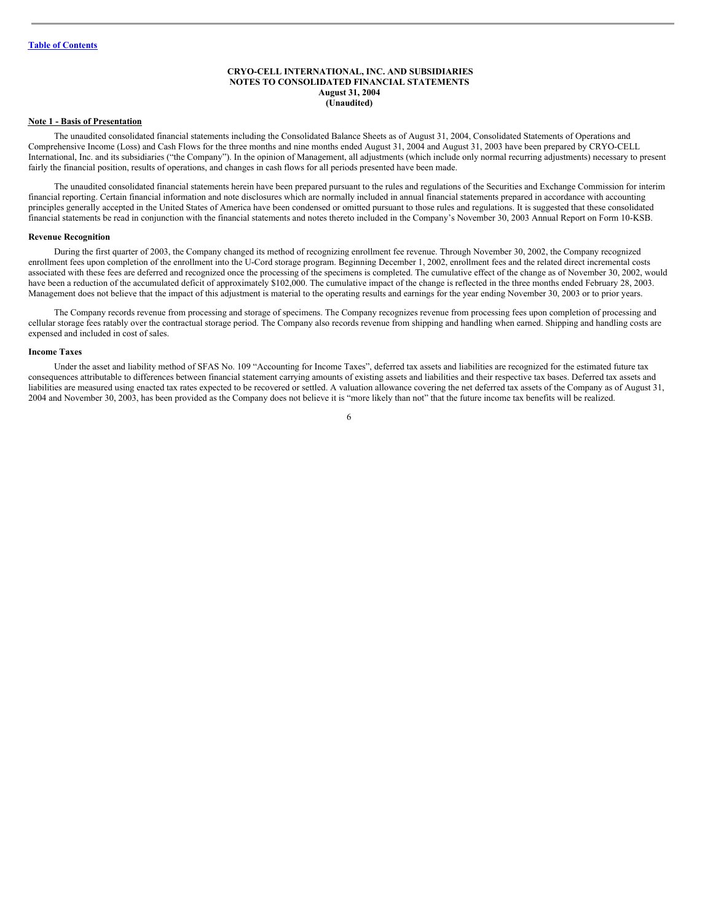[Table of Contents](#)

**CRYO-CELL INTERNATIONAL, INC. AND SUBSIDIARIES**
**NOTES TO CONSOLIDATED FINANCIAL STATEMENTS**
**August 31, 2004**
**(Unaudited)**

**Note 1 - Basis of Presentation**

The unaudited consolidated financial statements including the Consolidated Balance Sheets as of August 31, 2004, Consolidated Statements of Operations and Comprehensive Income (Loss) and Cash Flows for the three months and nine months ended August 31, 2004 and August 31, 2003 have been prepared by CRYO-CELL International, Inc. and its subsidiaries ("the Company"). In the opinion of Management, all adjustments (which include only normal recurring adjustments) necessary to present fairly the financial position, results of operations, and changes in cash flows for all periods presented have been made.

The unaudited consolidated financial statements herein have been prepared pursuant to the rules and regulations of the Securities and Exchange Commission for interim financial reporting. Certain financial information and note disclosures which are normally included in annual financial statements prepared in accordance with accounting principles generally accepted in the United States of America have been condensed or omitted pursuant to those rules and regulations. It is suggested that these consolidated financial statements be read in conjunction with the financial statements and notes thereto included in the Company's November 30, 2003 Annual Report on Form 10-KSB.

**Revenue Recognition**

During the first quarter of 2003, the Company changed its method of recognizing enrollment fee revenue. Through November 30, 2002, the Company recognized enrollment fees upon completion of the enrollment into the U-Cord storage program. Beginning December 1, 2002, enrollment fees and the related direct incremental costs associated with these fees are deferred and recognized once the processing of the specimens is completed. The cumulative effect of the change as of November 30, 2002, would have been a reduction of the accumulated deficit of approximately $102,000. The cumulative impact of the change is reflected in the three months ended February 28, 2003. Management does not believe that the impact of this adjustment is material to the operating results and earnings for the year ending November 30, 2003 or to prior years.

The Company records revenue from processing and storage of specimens. The Company recognizes revenue from processing fees upon completion of processing and cellular storage fees ratably over the contractual storage period. The Company also records revenue from shipping and handling when earned. Shipping and handling costs are expensed and included in cost of sales.

**Income Taxes**

Under the asset and liability method of SFAS No. 109 "Accounting for Income Taxes", deferred tax assets and liabilities are recognized for the estimated future tax consequences attributable to differences between financial statement carrying amounts of existing assets and liabilities and their respective tax bases. Deferred tax assets and liabilities are measured using enacted tax rates expected to be recovered or settled. A valuation allowance covering the net deferred tax assets of the Company as of August 31, 2004 and November 30, 2003, has been provided as the Company does not believe it is "more likely than not" that the future income tax benefits will be realized.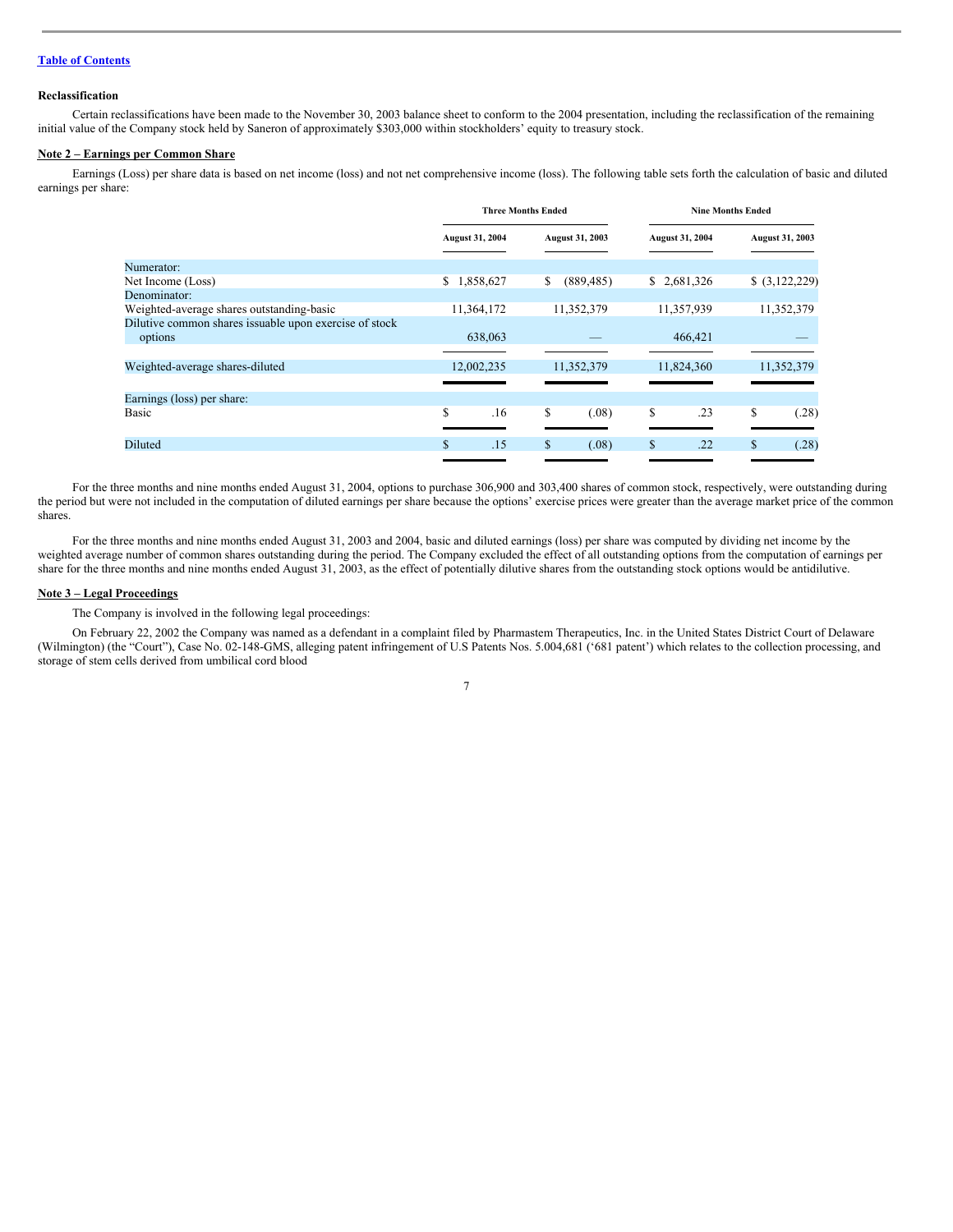[Table of Contents](#)

**Reclassification**

Certain reclassifications have been made to the November 30, 2003 balance sheet to conform to the 2004 presentation, including the reclassification of the remaining initial value of the Company stock held by Saneron of approximately $303,000 within stockholders' equity to treasury stock.

**Note 2 – Earnings per Common Share**

Earnings (Loss) per share data is based on net income (loss) and not net comprehensive income (loss). The following table sets forth the calculation of basic and diluted earnings per share:

| | Three Months Ended | | Nine Months Ended | |
|---|---|---|---|---|
| | August 31, 2004 | August 31, 2003 | August 31, 2004 | August 31, 2003 |
| Numerator: | | | | |
| Net Income (Loss) | $ 1,858,627 | $ (889,485) | $ 2,681,326 | $ (3,122,229) |
| Denominator: | | | | |
| Weighted-average shares outstanding-basic | 11,364,172 | 11,352,379 | 11,357,939 | 11,352,379 |
| Dilutive common shares issuable upon exercise of stock options | 638,063 | — | 466,421 | — |
| Weighted-average shares-diluted | 12,002,235 | 11,352,379 | 11,824,360 | 11,352,379 |
| Earnings (loss) per share: | | | | |
| Basic | $ .16 | $ (.08) | $ .23 | $ (.28) |
| Diluted | $ .15 | $ (.08) | $ .22 | $ (.28) |

For the three months and nine months ended August 31, 2004, options to purchase 306,900 and 303,400 shares of common stock, respectively, were outstanding during the period but were not included in the computation of diluted earnings per share because the options' exercise prices were greater than the average market price of the common shares.

For the three months and nine months ended August 31, 2003 and 2004, basic and diluted earnings (loss) per share was computed by dividing net income by the weighted average number of common shares outstanding during the period. The Company excluded the effect of all outstanding options from the computation of earnings per share for the three months and nine months ended August 31, 2003, as the effect of potentially dilutive shares from the outstanding stock options would be antidilutive.

**Note 3 – Legal Proceedings**

The Company is involved in the following legal proceedings:

On February 22, 2002 the Company was named as a defendant in a complaint filed by Pharmastem Therapeutics, Inc. in the United States District Court of Delaware (Wilmington) (the "Court"), Case No. 02-148-GMS, alleging patent infringement of U.S Patents Nos. 5.004,681 ('681 patent') which relates to the collection processing, and storage of stem cells derived from umbilical cord blood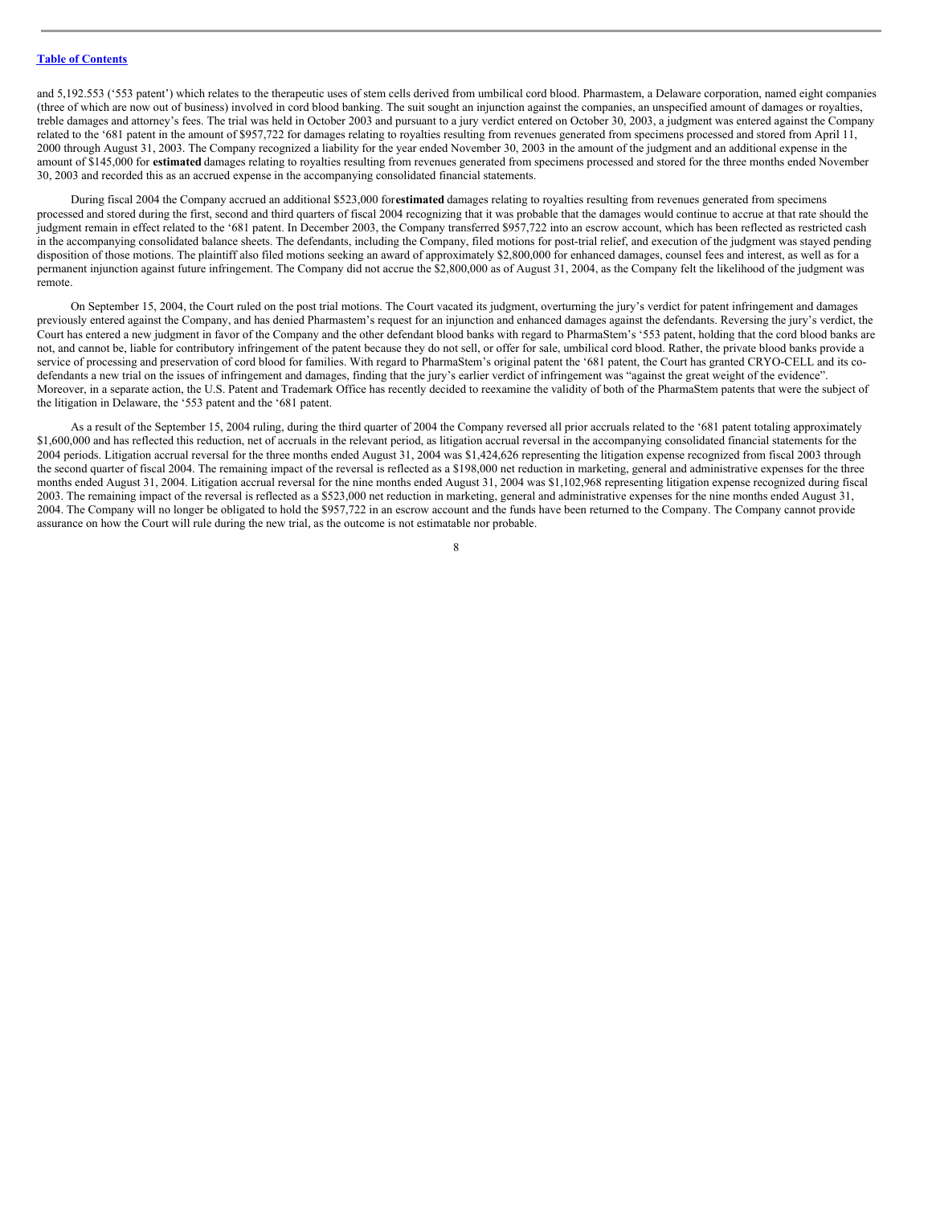and 5,192.553 ('553 patent') which relates to the therapeutic uses of stem cells derived from umbilical cord blood. Pharmastem, a Delaware corporation, named eight companies (three of which are now out of business) involved in cord blood banking. The suit sought an injunction against the companies, an unspecified amount of damages or royalties, treble damages and attorney's fees. The trial was held in October 2003 and pursuant to a jury verdict entered on October 30, 2003, a judgment was entered against the Company related to the '681 patent in the amount of $957,722 for damages relating to royalties resulting from revenues generated from specimens processed and stored from April 11, 2000 through August 31, 2003. The Company recognized a liability for the year ended November 30, 2003 in the amount of the judgment and an additional expense in the amount of $145,000 for **estimated** damages relating to royalties resulting from revenues generated from specimens processed and stored for the three months ended November 30, 2003 and recorded this as an accrued expense in the accompanying consolidated financial statements.

During fiscal 2004 the Company accrued an additional $523,000 for **estimated** damages relating to royalties resulting from revenues generated from specimens processed and stored during the first, second and third quarters of fiscal 2004 recognizing that it was probable that the damages would continue to accrue at that rate should the judgment remain in effect related to the '681 patent. In December 2003, the Company transferred $957,722 into an escrow account, which has been reflected as restricted cash in the accompanying consolidated balance sheets. The defendants, including the Company, filed motions for post-trial relief, and execution of the judgment was stayed pending disposition of those motions. The plaintiff also filed motions seeking an award of approximately $2,800,000 for enhanced damages, counsel fees and interest, as well as for a permanent injunction against future infringement. The Company did not accrue the $2,800,000 as of August 31, 2004, as the Company felt the likelihood of the judgment was remote.

On September 15, 2004, the Court ruled on the post trial motions. The Court vacated its judgment, overturning the jury's verdict for patent infringement and damages previously entered against the Company, and has denied Pharmastem's request for an injunction and enhanced damages against the defendants. Reversing the jury's verdict, the Court has entered a new judgment in favor of the Company and the other defendant blood banks with regard to PharmaStem's '553 patent, holding that the cord blood banks are not, and cannot be, liable for contributory infringement of the patent because they do not sell, or offer for sale, umbilical cord blood. Rather, the private blood banks provide a service of processing and preservation of cord blood for families. With regard to PharmaStem's original patent the '681 patent, the Court has granted CRYO-CELL and its co-defendants a new trial on the issues of infringement and damages, finding that the jury's earlier verdict of infringement was "against the great weight of the evidence". Moreover, in a separate action, the U.S. Patent and Trademark Office has recently decided to reexamine the validity of both of the PharmaStem patents that were the subject of the litigation in Delaware, the '553 patent and the '681 patent.

As a result of the September 15, 2004 ruling, during the third quarter of 2004 the Company reversed all prior accruals related to the '681 patent totaling approximately $1,600,000 and has reflected this reduction, net of accruals in the relevant period, as litigation accrual reversal in the accompanying consolidated financial statements for the 2004 periods. Litigation accrual reversal for the three months ended August 31, 2004 was $1,424,626 representing the litigation expense recognized from fiscal 2003 through the second quarter of fiscal 2004. The remaining impact of the reversal is reflected as a $198,000 net reduction in marketing, general and administrative expenses for the three months ended August 31, 2004. Litigation accrual reversal for the nine months ended August 31, 2004 was $1,102,968 representing litigation expense recognized during fiscal 2003. The remaining impact of the reversal is reflected as a $523,000 net reduction in marketing, general and administrative expenses for the nine months ended August 31, 2004. The Company will no longer be obligated to hold the $957,722 in an escrow account and the funds have been returned to the Company. The Company cannot provide assurance on how the Court will rule during the new trial, as the outcome is not estimatable nor probable.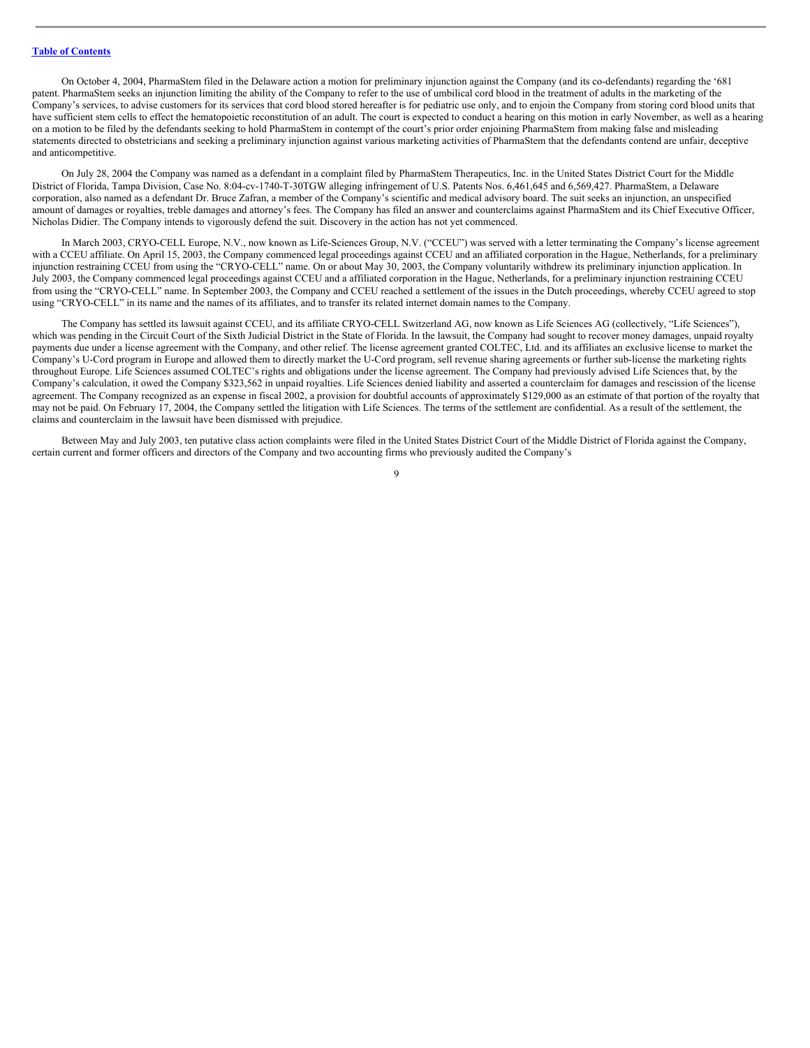On October 4, 2004, PharmaStem filed in the Delaware action a motion for preliminary injunction against the Company (and its co-defendants) regarding the '681 patent. PharmaStem seeks an injunction limiting the ability of the Company to refer to the use of umbilical cord blood in the treatment of adults in the marketing of the Company's services, to advise customers for its services that cord blood stored hereafter is for pediatric use only, and to enjoin the Company from storing cord blood units that have sufficient stem cells to effect the hematopoietic reconstitution of an adult. The court is expected to conduct a hearing on this motion in early November, as well as a hearing on a motion to be filed by the defendants seeking to hold PharmaStem in contempt of the court's prior order enjoining PharmaStem from making false and misleading statements directed to obstetricians and seeking a preliminary injunction against various marketing activities of PharmaStem that the defendants contend are unfair, deceptive and anticompetitive.

On July 28, 2004 the Company was named as a defendant in a complaint filed by PharmaStem Therapeutics, Inc. in the United States District Court for the Middle District of Florida, Tampa Division, Case No. 8:04-cv-1740-T-30TGW alleging infringement of U.S. Patents Nos. 6,461,645 and 6,569,427. PharmaStem, a Delaware corporation, also named as a defendant Dr. Bruce Zafran, a member of the Company's scientific and medical advisory board. The suit seeks an injunction, an unspecified amount of damages or royalties, treble damages and attorney's fees. The Company has filed an answer and counterclaims against PharmaStem and its Chief Executive Officer, Nicholas Didier. The Company intends to vigorously defend the suit. Discovery in the action has not yet commenced.

In March 2003, CRYO-CELL Europe, N.V., now known as Life-Sciences Group, N.V. ("CCEU") was served with a letter terminating the Company's license agreement with a CCEU affiliate. On April 15, 2003, the Company commenced legal proceedings against CCEU and an affiliated corporation in the Hague, Netherlands, for a preliminary injunction restraining CCEU from using the "CRYO-CELL" name. On or about May 30, 2003, the Company voluntarily withdrew its preliminary injunction application. In July 2003, the Company commenced legal proceedings against CCEU and a affiliated corporation in the Hague, Netherlands, for a preliminary injunction restraining CCEU from using the "CRYO-CELL" name. In September 2003, the Company and CCEU reached a settlement of the issues in the Dutch proceedings, whereby CCEU agreed to stop using "CRYO-CELL" in its name and the names of its affiliates, and to transfer its related internet domain names to the Company.

The Company has settled its lawsuit against CCEU, and its affiliate CRYO-CELL Switzerland AG, now known as Life Sciences AG (collectively, "Life Sciences"), which was pending in the Circuit Court of the Sixth Judicial District in the State of Florida. In the lawsuit, the Company had sought to recover money damages, unpaid royalty payments due under a license agreement with the Company, and other relief. The license agreement granted COLTEC, Ltd. and its affiliates an exclusive license to market the Company's U-Cord program in Europe and allowed them to directly market the U-Cord program, sell revenue sharing agreements or further sub-license the marketing rights throughout Europe. Life Sciences assumed COLTEC's rights and obligations under the license agreement. The Company had previously advised Life Sciences that, by the Company's calculation, it owed the Company $323,562 in unpaid royalties. Life Sciences denied liability and asserted a counterclaim for damages and rescission of the license agreement. The Company recognized as an expense in fiscal 2002, a provision for doubtful accounts of approximately $129,000 as an estimate of that portion of the royalty that may not be paid. On February 17, 2004, the Company settled the litigation with Life Sciences. The terms of the settlement are confidential. As a result of the settlement, the claims and counterclaim in the lawsuit have been dismissed with prejudice.

Between May and July 2003, ten putative class action complaints were filed in the United States District Court of the Middle District of Florida against the Company, certain current and former officers and directors of the Company and two accounting firms who previously audited the Company's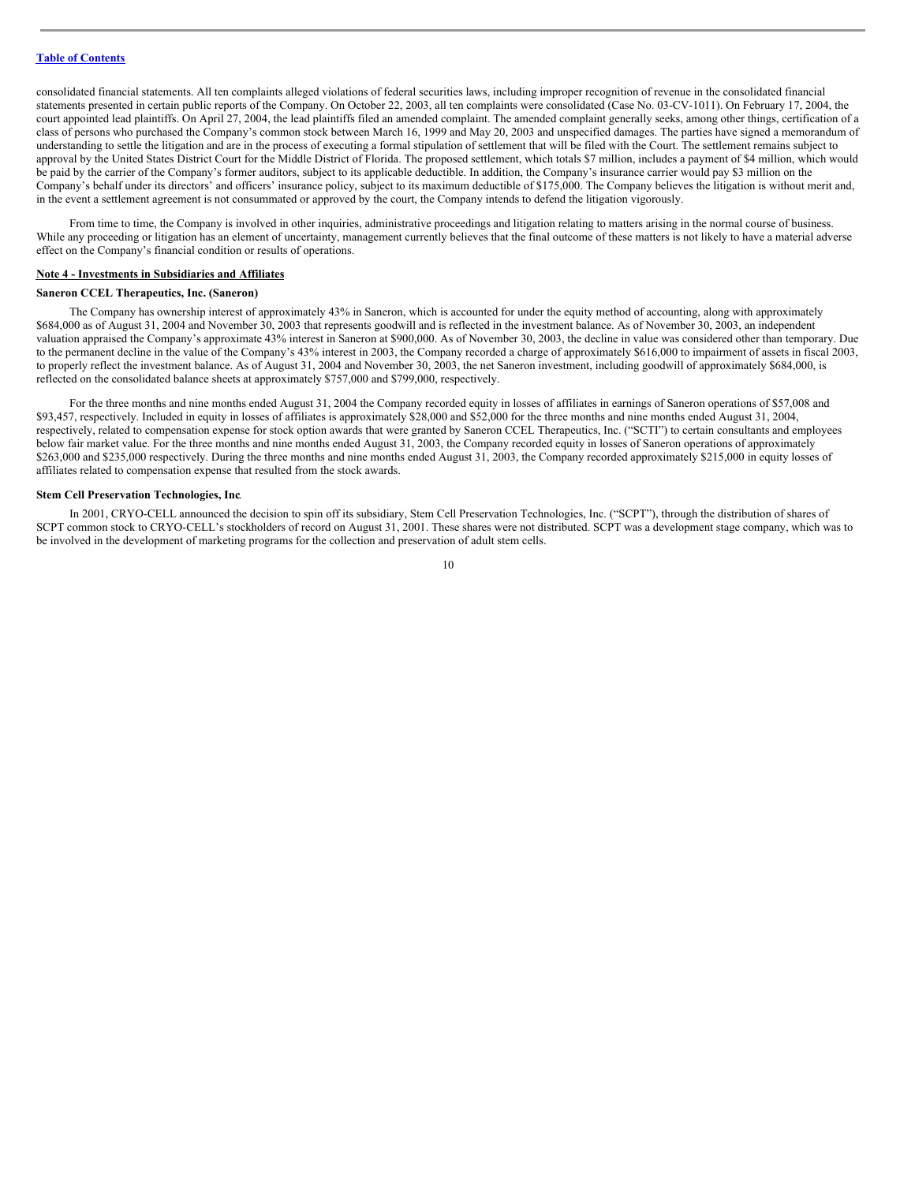consolidated financial statements. All ten complaints alleged violations of federal securities laws, including improper recognition of revenue in the consolidated financial statements presented in certain public reports of the Company. On October 22, 2003, all ten complaints were consolidated (Case No. 03-CV-1011). On February 17, 2004, the court appointed lead plaintiffs. On April 27, 2004, the lead plaintiffs filed an amended complaint. The amended complaint generally seeks, among other things, certification of a class of persons who purchased the Company's common stock between March 16, 1999 and May 20, 2003 and unspecified damages. The parties have signed a memorandum of understanding to settle the litigation and are in the process of executing a formal stipulation of settlement that will be filed with the Court. The settlement remains subject to approval by the United States District Court for the Middle District of Florida. The proposed settlement, which totals $7 million, includes a payment of $4 million, which would be paid by the carrier of the Company's former auditors, subject to its applicable deductible. In addition, the Company's insurance carrier would pay $3 million on the Company's behalf under its directors' and officers' insurance policy, subject to its maximum deductible of $175,000. The Company believes the litigation is without merit and, in the event a settlement agreement is not consummated or approved by the court, the Company intends to defend the litigation vigorously.

From time to time, the Company is involved in other inquiries, administrative proceedings and litigation relating to matters arising in the normal course of business. While any proceeding or litigation has an element of uncertainty, management currently believes that the final outcome of these matters is not likely to have a material adverse effect on the Company's financial condition or results of operations.

## Note 4 - Investments in Subsidiaries and Affiliates

### Saneron CCEL Therapeutics, Inc. (Saneron)

The Company has ownership interest of approximately 43% in Saneron, which is accounted for under the equity method of accounting, along with approximately $684,000 as of August 31, 2004 and November 30, 2003 that represents goodwill and is reflected in the investment balance. As of November 30, 2003, an independent valuation appraised the Company's approximate 43% interest in Saneron at $900,000. As of November 30, 2003, the decline in value was considered other than temporary. Due to the permanent decline in the value of the Company's 43% interest in 2003, the Company recorded a charge of approximately $616,000 to impairment of assets in fiscal 2003, to properly reflect the investment balance. As of August 31, 2004 and November 30, 2003, the net Saneron investment, including goodwill of approximately $684,000, is reflected on the consolidated balance sheets at approximately $757,000 and $799,000, respectively.

For the three months and nine months ended August 31, 2004 the Company recorded equity in losses of affiliates in earnings of Saneron operations of $57,008 and $93,457, respectively. Included in equity in losses of affiliates is approximately $28,000 and $52,000 for the three months and nine months ended August 31, 2004, respectively, related to compensation expense for stock option awards that were granted by Saneron CCEL Therapeutics, Inc. ("SCTI") to certain consultants and employees below fair market value. For the three months and nine months ended August 31, 2003, the Company recorded equity in losses of Saneron operations of approximately $263,000 and $235,000 respectively. During the three months and nine months ended August 31, 2003, the Company recorded approximately $215,000 in equity losses of affiliates related to compensation expense that resulted from the stock awards.

### Stem Cell Preservation Technologies, Inc.

In 2001, CRYO-CELL announced the decision to spin off its subsidiary, Stem Cell Preservation Technologies, Inc. ("SCPT"), through the distribution of shares of SCPT common stock to CRYO-CELL's stockholders of record on August 31, 2001. These shares were not distributed. SCPT was a development stage company, which was to be involved in the development of marketing programs for the collection and preservation of adult stem cells.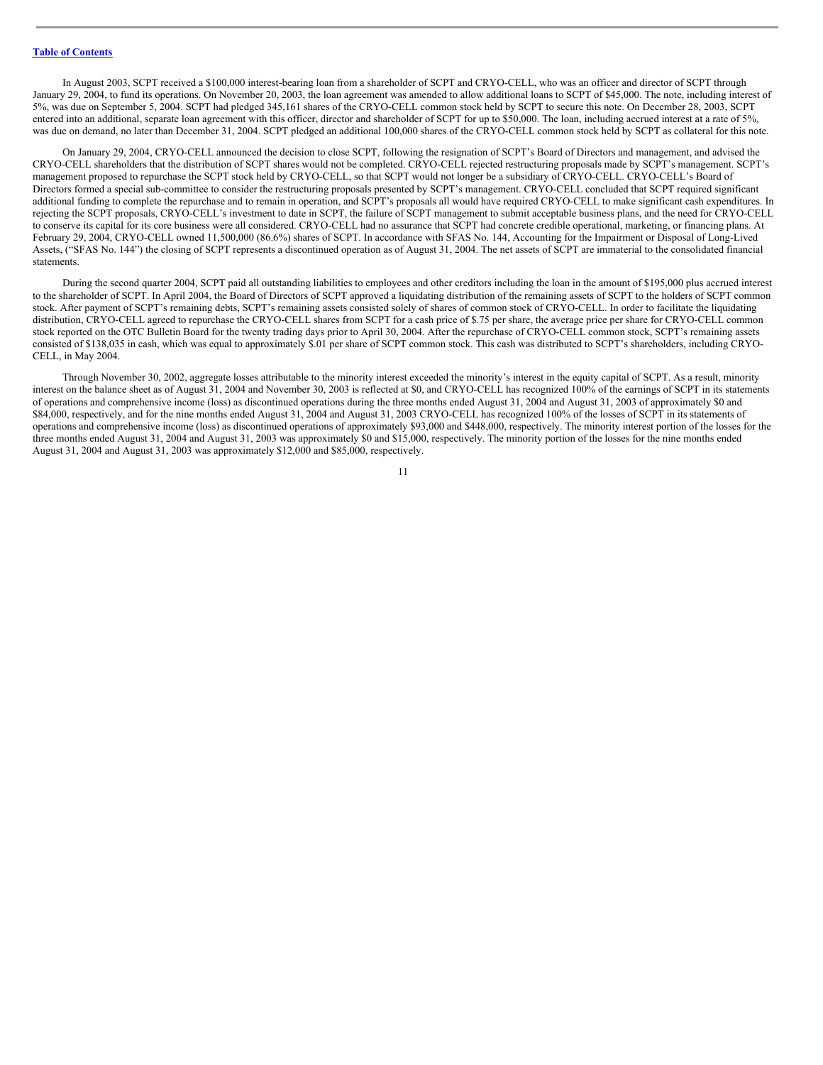In August 2003, SCPT received a $100,000 interest-bearing loan from a shareholder of SCPT and CRYO-CELL, who was an officer and director of SCPT through January 29, 2004, to fund its operations. On November 20, 2003, the loan agreement was amended to allow additional loans to SCPT of $45,000. The note, including interest of 5%, was due on September 5, 2004. SCPT had pledged 345,161 shares of the CRYO-CELL common stock held by SCPT to secure this note. On December 28, 2003, SCPT entered into an additional, separate loan agreement with this officer, director and shareholder of SCPT for up to $50,000. The loan, including accrued interest at a rate of 5%, was due on demand, no later than December 31, 2004. SCPT pledged an additional 100,000 shares of the CRYO-CELL common stock held by SCPT as collateral for this note.

On January 29, 2004, CRYO-CELL announced the decision to close SCPT, following the resignation of SCPT's Board of Directors and management, and advised the CRYO-CELL shareholders that the distribution of SCPT shares would not be completed. CRYO-CELL rejected restructuring proposals made by SCPT's management. SCPT's management proposed to repurchase the SCPT stock held by CRYO-CELL, so that SCPT would not longer be a subsidiary of CRYO-CELL. CRYO-CELL's Board of Directors formed a special sub-committee to consider the restructuring proposals presented by SCPT's management. CRYO-CELL concluded that SCPT required significant additional funding to complete the repurchase and to remain in operation, and SCPT's proposals all would have required CRYO-CELL to make significant cash expenditures. In rejecting the SCPT proposals, CRYO-CELL's investment to date in SCPT, the failure of SCPT management to submit acceptable business plans, and the need for CRYO-CELL to conserve its capital for its core business were all considered. CRYO-CELL had no assurance that SCPT had concrete credible operational, marketing, or financing plans. At February 29, 2004, CRYO-CELL owned 11,500,000 (86.6%) shares of SCPT. In accordance with SFAS No. 144, Accounting for the Impairment or Disposal of Long-Lived Assets, ("SFAS No. 144") the closing of SCPT represents a discontinued operation as of August 31, 2004. The net assets of SCPT are immaterial to the consolidated financial statements.

During the second quarter 2004, SCPT paid all outstanding liabilities to employees and other creditors including the loan in the amount of $195,000 plus accrued interest to the shareholder of SCPT. In April 2004, the Board of Directors of SCPT approved a liquidating distribution of the remaining assets of SCPT to the holders of SCPT common stock. After payment of SCPT's remaining debts, SCPT's remaining assets consisted solely of shares of common stock of CRYO-CELL. In order to facilitate the liquidating distribution, CRYO-CELL agreed to repurchase the CRYO-CELL shares from SCPT for a cash price of $.75 per share, the average price per share for CRYO-CELL common stock reported on the OTC Bulletin Board for the twenty trading days prior to April 30, 2004. After the repurchase of CRYO-CELL common stock, SCPT's remaining assets consisted of $138,035 in cash, which was equal to approximately $.01 per share of SCPT common stock. This cash was distributed to SCPT's shareholders, including CRYO-CELL, in May 2004.

Through November 30, 2002, aggregate losses attributable to the minority interest exceeded the minority's interest in the equity capital of SCPT. As a result, minority interest on the balance sheet as of August 31, 2004 and November 30, 2003 is reflected at $0, and CRYO-CELL has recognized 100% of the earnings of SCPT in its statements of operations and comprehensive income (loss) as discontinued operations during the three months ended August 31, 2004 and August 31, 2003 of approximately $0 and $84,000, respectively, and for the nine months ended August 31, 2004 and August 31, 2003 CRYO-CELL has recognized 100% of the losses of SCPT in its statements of operations and comprehensive income (loss) as discontinued operations of approximately $93,000 and $448,000, respectively. The minority interest portion of the losses for the three months ended August 31, 2004 and August 31, 2003 was approximately $0 and $15,000, respectively. The minority portion of the losses for the nine months ended August 31, 2004 and August 31, 2003 was approximately $12,000 and $85,000, respectively.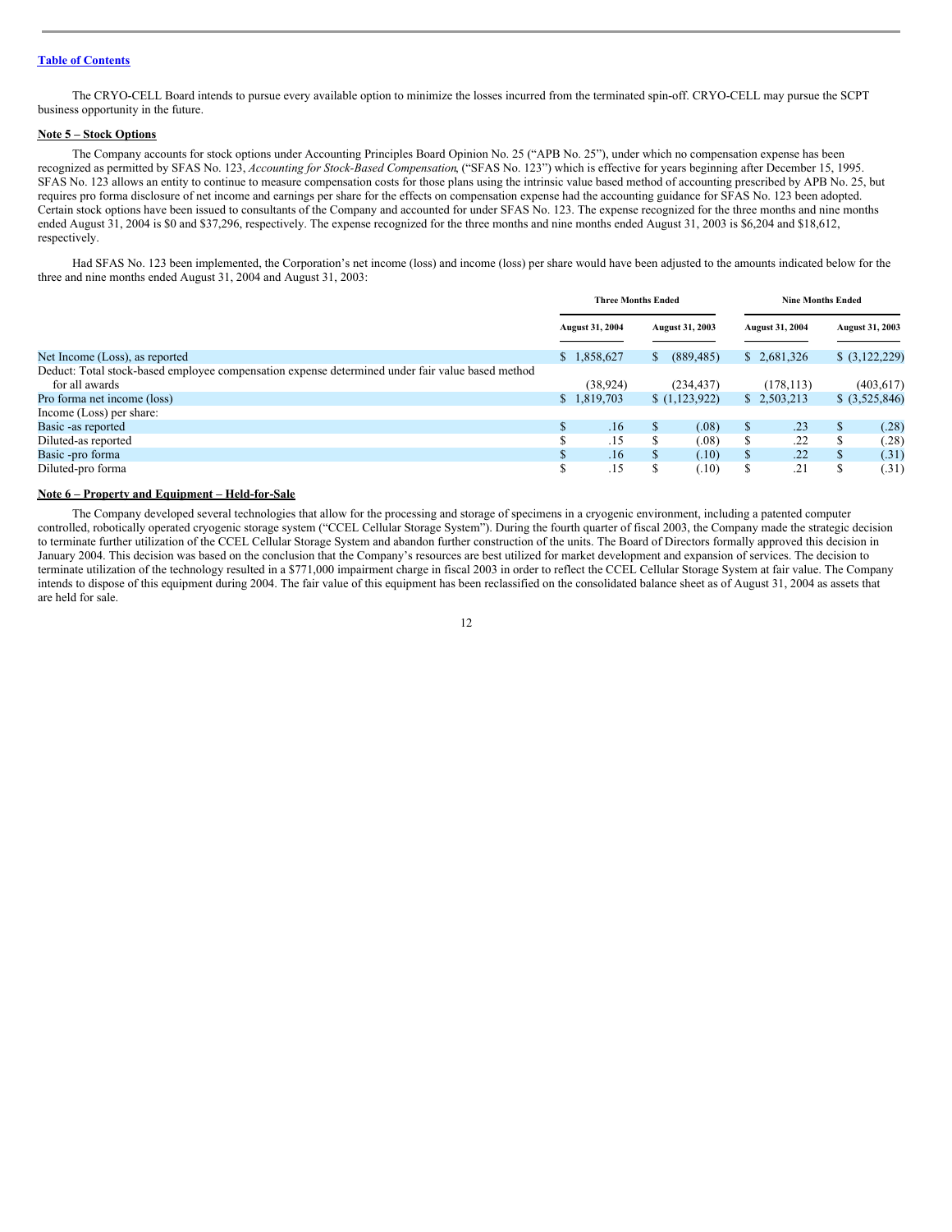[Table of Contents](#)

The CRYO-CELL Board intends to pursue every available option to minimize the losses incurred from the terminated spin-off. CRYO-CELL may pursue the SCPT business opportunity in the future.

**Note 5 – Stock Options**

The Company accounts for stock options under Accounting Principles Board Opinion No. 25 ("APB No. 25"), under which no compensation expense has been recognized as permitted by SFAS No. 123, *Accounting for Stock-Based Compensation*, ("SFAS No. 123") which is effective for years beginning after December 15, 1995. SFAS No. 123 allows an entity to continue to measure compensation costs for those plans using the intrinsic value based method of accounting prescribed by APB No. 25, but requires pro forma disclosure of net income and earnings per share for the effects on compensation expense had the accounting guidance for SFAS No. 123 been adopted. Certain stock options have been issued to consultants of the Company and accounted for under SFAS No. 123. The expense recognized for the three months and nine months ended August 31, 2004 is $0 and $37,296, respectively. The expense recognized for the three months and nine months ended August 31, 2003 is $6,204 and $18,612, respectively.

Had SFAS No. 123 been implemented, the Corporation's net income (loss) and income (loss) per share would have been adjusted to the amounts indicated below for the three and nine months ended August 31, 2004 and August 31, 2003:

| | Three Months Ended | | Nine Months Ended | |
|---|---|---|---|---|
| | August 31, 2004 | August 31, 2003 | August 31, 2004 | August 31, 2003 |
| Net Income (Loss), as reported | $ 1,858,627 | $ (889,485) | $ 2,681,326 | $ (3,122,229) |
| Deduct: Total stock-based employee compensation expense determined under fair value based method for all awards | (38,924) | (234,437) | (178,113) | (403,617) |
| Pro forma net income (loss) | $ 1,819,703 | $ (1,123,922) | $ 2,503,213 | $ (3,525,846) |
| Income (Loss) per share: | | | | |
| Basic -as reported | $ .16 | $ (.08) | $ .23 | $ (.28) |
| Diluted-as reported | $ .15 | $ (.08) | $ .22 | $ (.28) |
| Basic -pro forma | $ .16 | $ (.10) | $ .22 | $ (.31) |
| Diluted-pro forma | $ .15 | $ (.10) | $ .21 | $ (.31) |

**Note 6 – Property and Equipment – Held-for-Sale**

The Company developed several technologies that allow for the processing and storage of specimens in a cryogenic environment, including a patented computer controlled, robotically operated cryogenic storage system ("CCEL Cellular Storage System"). During the fourth quarter of fiscal 2003, the Company made the strategic decision to terminate further utilization of the CCEL Cellular Storage System and abandon further construction of the units. The Board of Directors formally approved this decision in January 2004. This decision was based on the conclusion that the Company's resources are best utilized for market development and expansion of services. The decision to terminate utilization of the technology resulted in a $771,000 impairment charge in fiscal 2003 in order to reflect the CCEL Cellular Storage System at fair value. The Company intends to dispose of this equipment during 2004. The fair value of this equipment has been reclassified on the consolidated balance sheet as of August 31, 2004 as assets that are held for sale.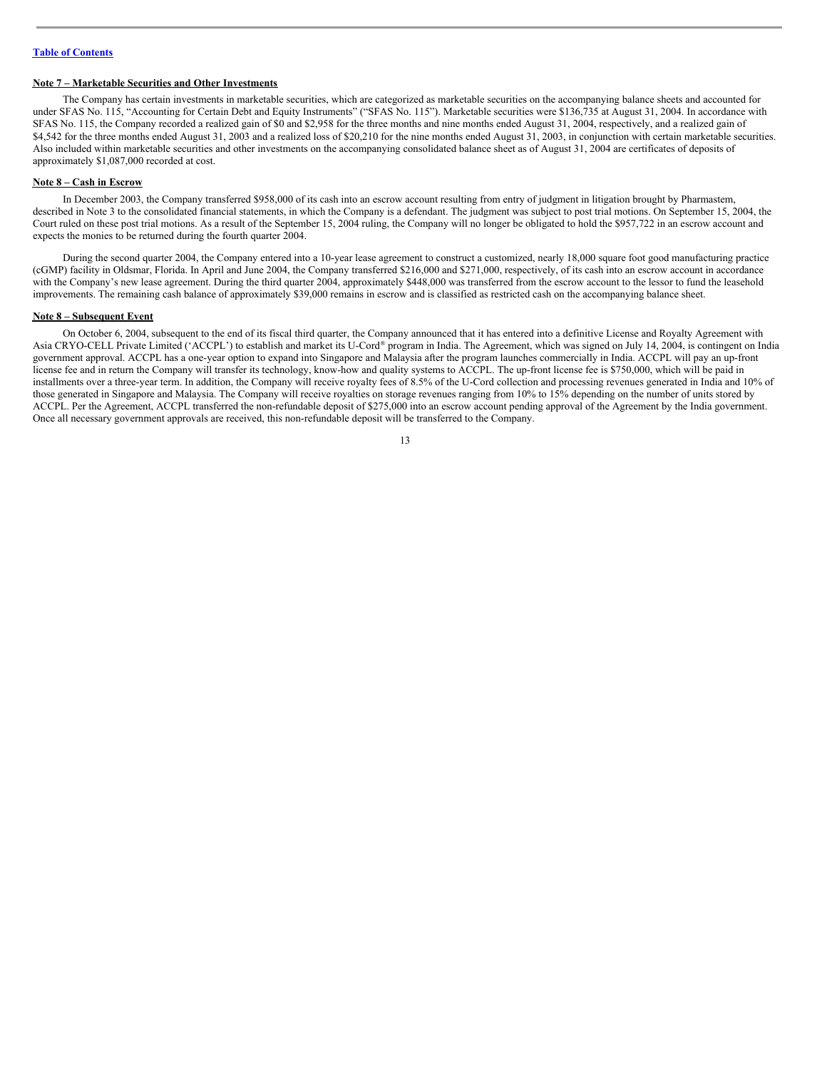[Table of Contents](#)

**Note 7 – Marketable Securities and Other Investments**

The Company has certain investments in marketable securities, which are categorized as marketable securities on the accompanying balance sheets and accounted for under SFAS No. 115, "Accounting for Certain Debt and Equity Instruments" ("SFAS No. 115"). Marketable securities were $136,735 at August 31, 2004. In accordance with SFAS No. 115, the Company recorded a realized gain of $0 and $2,958 for the three months and nine months ended August 31, 2004, respectively, and a realized gain of $4,542 for the three months ended August 31, 2003 and a realized loss of $20,210 for the nine months ended August 31, 2003, in conjunction with certain marketable securities. Also included within marketable securities and other investments on the accompanying consolidated balance sheet as of August 31, 2004 are certificates of deposits of approximately $1,087,000 recorded at cost.

**Note 8 – Cash in Escrow**

In December 2003, the Company transferred $958,000 of its cash into an escrow account resulting from entry of judgment in litigation brought by Pharmastem, described in Note 3 to the consolidated financial statements, in which the Company is a defendant. The judgment was subject to post trial motions. On September 15, 2004, the Court ruled on these post trial motions. As a result of the September 15, 2004 ruling, the Company will no longer be obligated to hold the $957,722 in an escrow account and expects the monies to be returned during the fourth quarter 2004.

During the second quarter 2004, the Company entered into a 10-year lease agreement to construct a customized, nearly 18,000 square foot good manufacturing practice (cGMP) facility in Oldsmar, Florida. In April and June 2004, the Company transferred $216,000 and $271,000, respectively, of its cash into an escrow account in accordance with the Company's new lease agreement. During the third quarter 2004, approximately $448,000 was transferred from the escrow account to the lessor to fund the leasehold improvements. The remaining cash balance of approximately $39,000 remains in escrow and is classified as restricted cash on the accompanying balance sheet.

**Note 8 – Subsequent Event**

On October 6, 2004, subsequent to the end of its fiscal third quarter, the Company announced that it has entered into a definitive License and Royalty Agreement with Asia CRYO-CELL Private Limited ('ACCPL') to establish and market its U-Cord® program in India. The Agreement, which was signed on July 14, 2004, is contingent on India government approval. ACCPL has a one-year option to expand into Singapore and Malaysia after the program launches commercially in India. ACCPL will pay an up-front license fee and in return the Company will transfer its technology, know-how and quality systems to ACCPL. The up-front license fee is $750,000, which will be paid in installments over a three-year term. In addition, the Company will receive royalty fees of 8.5% of the U-Cord collection and processing revenues generated in India and 10% of those generated in Singapore and Malaysia. The Company will receive royalties on storage revenues ranging from 10% to 15% depending on the number of units stored by ACCPL. Per the Agreement, ACCPL transferred the non-refundable deposit of $275,000 into an escrow account pending approval of the Agreement by the India government. Once all necessary government approvals are received, this non-refundable deposit will be transferred to the Company.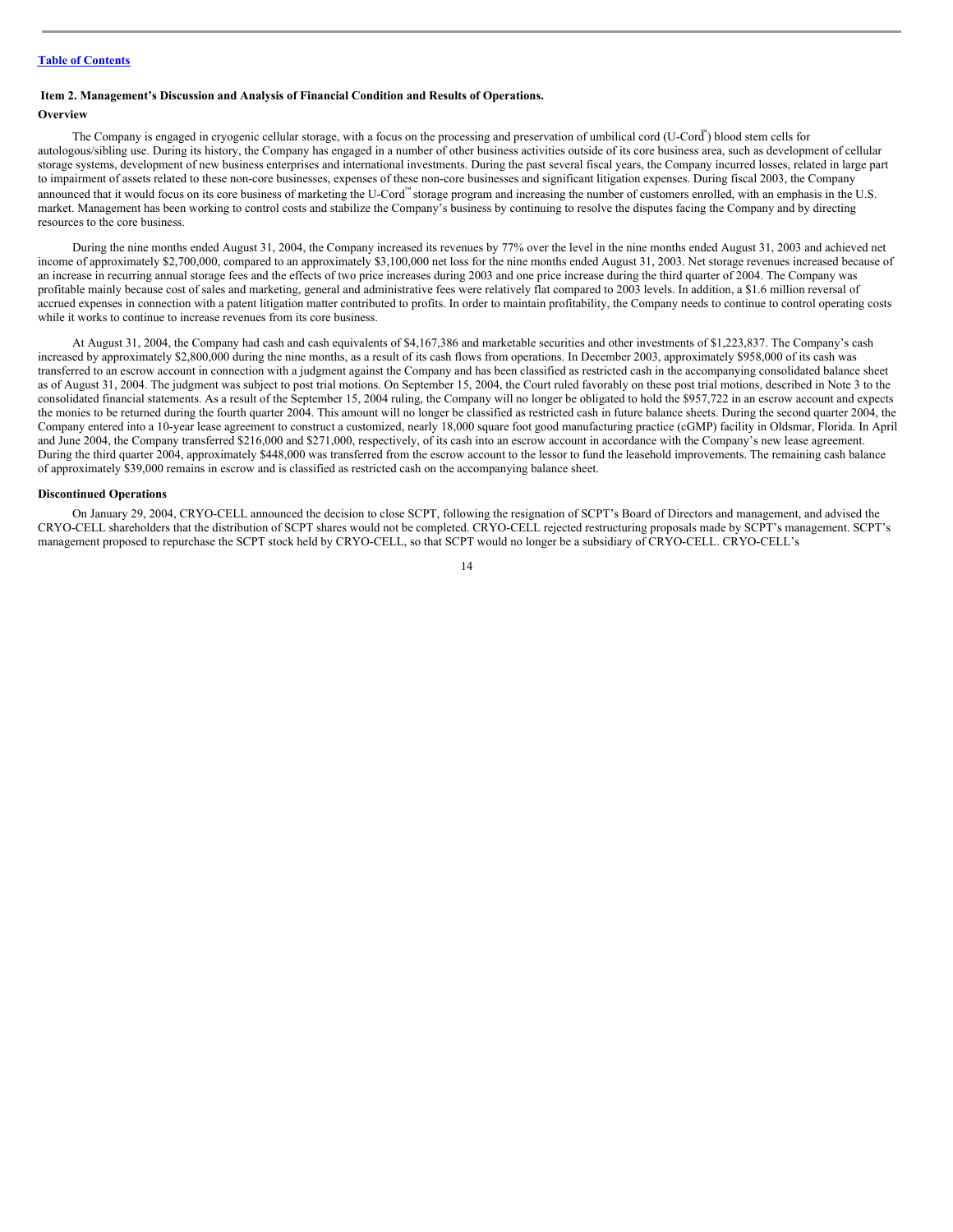[Table of Contents](#)

**Item 2. Management's Discussion and Analysis of Financial Condition and Results of Operations.**

**Overview**

The Company is engaged in cryogenic cellular storage, with a focus on the processing and preservation of umbilical cord (U-Cord™) blood stem cells for autologous/sibling use. During its history, the Company has engaged in a number of other business activities outside of its core business area, such as development of cellular storage systems, development of new business enterprises and international investments. During the past several fiscal years, the Company incurred losses, related in large part to impairment of assets related to these non-core businesses, expenses of these non-core businesses and significant litigation expenses. During fiscal 2003, the Company announced that it would focus on its core business of marketing the U-Cord™ storage program and increasing the number of customers enrolled, with an emphasis in the U.S. market. Management has been working to control costs and stabilize the Company's business by continuing to resolve the disputes facing the Company and by directing resources to the core business.

During the nine months ended August 31, 2004, the Company increased its revenues by 77% over the level in the nine months ended August 31, 2003 and achieved net income of approximately $2,700,000, compared to an approximately $3,100,000 net loss for the nine months ended August 31, 2003. Net storage revenues increased because of an increase in recurring annual storage fees and the effects of two price increases during 2003 and one price increase during the third quarter of 2004. The Company was profitable mainly because cost of sales and marketing, general and administrative fees were relatively flat compared to 2003 levels. In addition, a $1.6 million reversal of accrued expenses in connection with a patent litigation matter contributed to profits. In order to maintain profitability, the Company needs to continue to control operating costs while it works to continue to increase revenues from its core business.

At August 31, 2004, the Company had cash and cash equivalents of $4,167,386 and marketable securities and other investments of $1,223,837. The Company's cash increased by approximately $2,800,000 during the nine months, as a result of its cash flows from operations. In December 2003, approximately $958,000 of its cash was transferred to an escrow account in connection with a judgment against the Company and has been classified as restricted cash in the accompanying consolidated balance sheet as of August 31, 2004. The judgment was subject to post trial motions. On September 15, 2004, the Court ruled favorably on these post trial motions, described in Note 3 to the consolidated financial statements. As a result of the September 15, 2004 ruling, the Company will no longer be obligated to hold the $957,722 in an escrow account and expects the monies to be returned during the fourth quarter 2004. This amount will no longer be classified as restricted cash in future balance sheets. During the second quarter 2004, the Company entered into a 10-year lease agreement to construct a customized, nearly 18,000 square foot good manufacturing practice (cGMP) facility in Oldsmar, Florida. In April and June 2004, the Company transferred $216,000 and $271,000, respectively, of its cash into an escrow account in accordance with the Company's new lease agreement. During the third quarter 2004, approximately $448,000 was transferred from the escrow account to the lessor to fund the leasehold improvements. The remaining cash balance of approximately $39,000 remains in escrow and is classified as restricted cash on the accompanying balance sheet.

**Discontinued Operations**

On January 29, 2004, CRYO-CELL announced the decision to close SCPT, following the resignation of SCPT's Board of Directors and management, and advised the CRYO-CELL shareholders that the distribution of SCPT shares would not be completed. CRYO-CELL rejected restructuring proposals made by SCPT's management. SCPT's management proposed to repurchase the SCPT stock held by CRYO-CELL, so that SCPT would no longer be a subsidiary of CRYO-CELL. CRYO-CELL's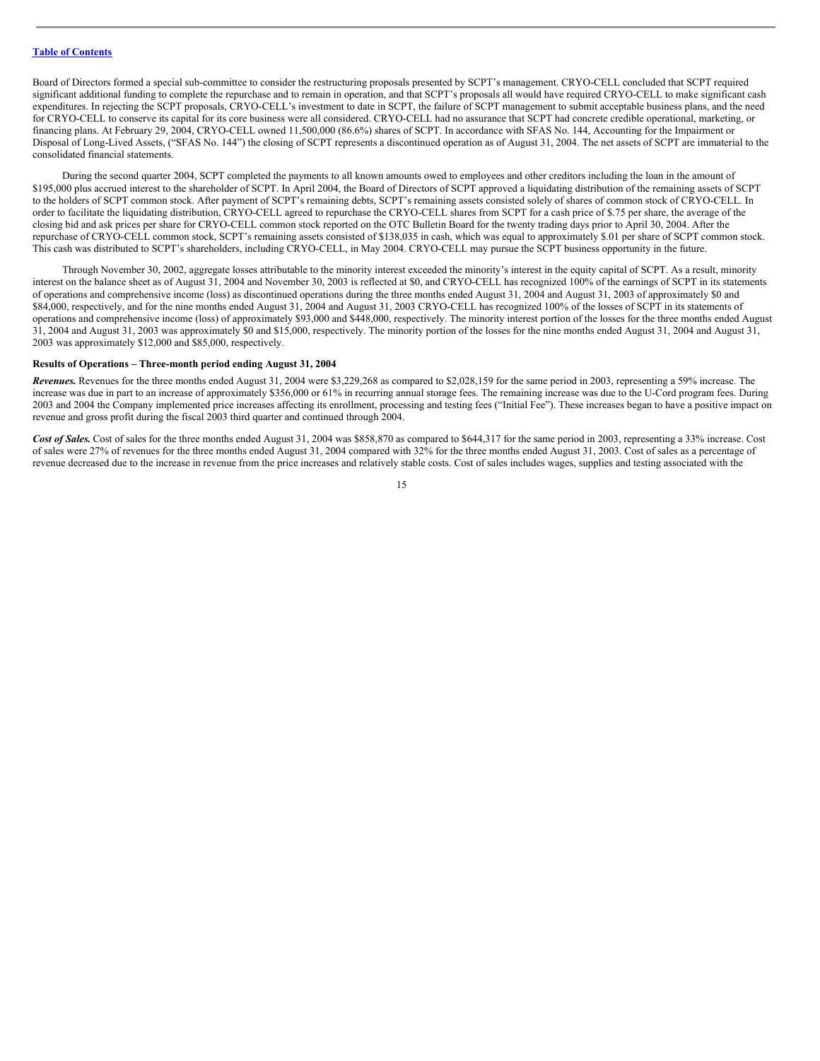Board of Directors formed a special sub-committee to consider the restructuring proposals presented by SCPT's management. CRYO-CELL concluded that SCPT required significant additional funding to complete the repurchase and to remain in operation, and that SCPT's proposals all would have required CRYO-CELL to make significant cash expenditures. In rejecting the SCPT proposals, CRYO-CELL's investment to date in SCPT, the failure of SCPT management to submit acceptable business plans, and the need for CRYO-CELL to conserve its capital for its core business were all considered. CRYO-CELL had no assurance that SCPT had concrete credible operational, marketing, or financing plans. At February 29, 2004, CRYO-CELL owned 11,500,000 (86.6%) shares of SCPT. In accordance with SFAS No. 144, Accounting for the Impairment or Disposal of Long-Lived Assets, ("SFAS No. 144") the closing of SCPT represents a discontinued operation as of August 31, 2004. The net assets of SCPT are immaterial to the consolidated financial statements.

During the second quarter 2004, SCPT completed the payments to all known amounts owed to employees and other creditors including the loan in the amount of $195,000 plus accrued interest to the shareholder of SCPT. In April 2004, the Board of Directors of SCPT approved a liquidating distribution of the remaining assets of SCPT to the holders of SCPT common stock. After payment of SCPT's remaining debts, SCPT's remaining assets consisted solely of shares of common stock of CRYO-CELL. In order to facilitate the liquidating distribution, CRYO-CELL agreed to repurchase the CRYO-CELL shares from SCPT for a cash price of $.75 per share, the average of the closing bid and ask prices per share for CRYO-CELL common stock reported on the OTC Bulletin Board for the twenty trading days prior to April 30, 2004. After the repurchase of CRYO-CELL common stock, SCPT's remaining assets consisted of $138,035 in cash, which was equal to approximately $.01 per share of SCPT common stock. This cash was distributed to SCPT's shareholders, including CRYO-CELL, in May 2004. CRYO-CELL may pursue the SCPT business opportunity in the future.

Through November 30, 2002, aggregate losses attributable to the minority interest exceeded the minority's interest in the equity capital of SCPT. As a result, minority interest on the balance sheet as of August 31, 2004 and November 30, 2003 is reflected at $0, and CRYO-CELL has recognized 100% of the earnings of SCPT in its statements of operations and comprehensive income (loss) as discontinued operations during the three months ended August 31, 2004 and August 31, 2003 of approximately $0 and $84,000, respectively, and for the nine months ended August 31, 2004 and August 31, 2003 CRYO-CELL has recognized 100% of the losses of SCPT in its statements of operations and comprehensive income (loss) of approximately $93,000 and $448,000, respectively. The minority interest portion of the losses for the three months ended August 31, 2004 and August 31, 2003 was approximately $0 and $15,000, respectively. The minority portion of the losses for the nine months ended August 31, 2004 and August 31, 2003 was approximately $12,000 and $85,000, respectively.

**Results of Operations – Three-month period ending August 31, 2004**

***Revenues.*** Revenues for the three months ended August 31, 2004 were $3,229,268 as compared to $2,028,159 for the same period in 2003, representing a 59% increase. The increase was due in part to an increase of approximately $356,000 or 61% in recurring annual storage fees. The remaining increase was due to the U-Cord program fees. During 2003 and 2004 the Company implemented price increases affecting its enrollment, processing and testing fees ("Initial Fee"). These increases began to have a positive impact on revenue and gross profit during the fiscal 2003 third quarter and continued through 2004.

***Cost of Sales.*** Cost of sales for the three months ended August 31, 2004 was $858,870 as compared to $644,317 for the same period in 2003, representing a 33% increase. Cost of sales were 27% of revenues for the three months ended August 31, 2004 compared with 32% for the three months ended August 31, 2003. Cost of sales as a percentage of revenue decreased due to the increase in revenue from the price increases and relatively stable costs. Cost of sales includes wages, supplies and testing associated with the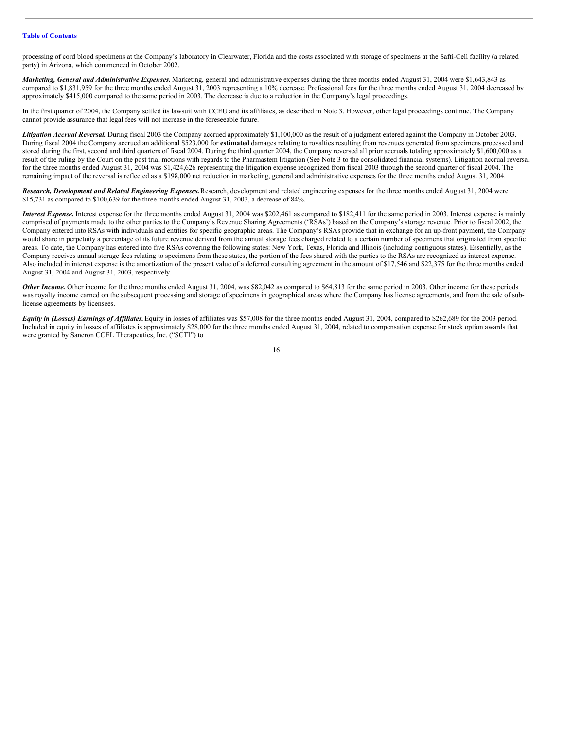processing of cord blood specimens at the Company's laboratory in Clearwater, Florida and the costs associated with storage of specimens at the Safti-Cell facility (a related party) in Arizona, which commenced in October 2002.

***Marketing, General and Administrative Expenses.*** Marketing, general and administrative expenses during the three months ended August 31, 2004 were $1,643,843 as compared to $1,831,959 for the three months ended August 31, 2003 representing a 10% decrease. Professional fees for the three months ended August 31, 2004 decreased by approximately $415,000 compared to the same period in 2003. The decrease is due to a reduction in the Company's legal proceedings.

In the first quarter of 2004, the Company settled its lawsuit with CCEU and its affiliates, as described in Note 3. However, other legal proceedings continue. The Company cannot provide assurance that legal fees will not increase in the foreseeable future.

***Litigation Accrual Reversal.*** During fiscal 2003 the Company accrued approximately $1,100,000 as the result of a judgment entered against the Company in October 2003. During fiscal 2004 the Company accrued an additional $523,000 for **estimated** damages relating to royalties resulting from revenues generated from specimens processed and stored during the first, second and third quarters of fiscal 2004. During the third quarter 2004, the Company reversed all prior accruals totaling approximately $1,600,000 as a result of the ruling by the Court on the post trial motions with regards to the Pharmastem litigation (See Note 3 to the consolidated financial systems). Litigation accrual reversal for the three months ended August 31, 2004 was $1,424,626 representing the litigation expense recognized from fiscal 2003 through the second quarter of fiscal 2004. The remaining impact of the reversal is reflected as a $198,000 net reduction in marketing, general and administrative expenses for the three months ended August 31, 2004.

***Research, Development and Related Engineering Expenses.*** Research, development and related engineering expenses for the three months ended August 31, 2004 were $15,731 as compared to $100,639 for the three months ended August 31, 2003, a decrease of 84%.

***Interest Expense.*** Interest expense for the three months ended August 31, 2004 was $202,461 as compared to $182,411 for the same period in 2003. Interest expense is mainly comprised of payments made to the other parties to the Company's Revenue Sharing Agreements ('RSAs') based on the Company's storage revenue. Prior to fiscal 2002, the Company entered into RSAs with individuals and entities for specific geographic areas. The Company's RSAs provide that in exchange for an up-front payment, the Company would share in perpetuity a percentage of its future revenue derived from the annual storage fees charged related to a certain number of specimens that originated from specific areas. To date, the Company has entered into five RSAs covering the following states: New York, Texas, Florida and Illinois (including contiguous states). Essentially, as the Company receives annual storage fees relating to specimens from these states, the portion of the fees shared with the parties to the RSAs are recognized as interest expense. Also included in interest expense is the amortization of the present value of a deferred consulting agreement in the amount of $17,546 and $22,375 for the three months ended August 31, 2004 and August 31, 2003, respectively.

***Other Income.*** Other income for the three months ended August 31, 2004, was $82,042 as compared to $64,813 for the same period in 2003. Other income for these periods was royalty income earned on the subsequent processing and storage of specimens in geographical areas where the Company has license agreements, and from the sale of sub-license agreements by licensees.

***Equity in (Losses) Earnings of Affiliates.*** Equity in losses of affiliates was $57,008 for the three months ended August 31, 2004, compared to $262,689 for the 2003 period. Included in equity in losses of affiliates is approximately $28,000 for the three months ended August 31, 2004, related to compensation expense for stock option awards that were granted by Saneron CCEL Therapeutics, Inc. ("SCTI") to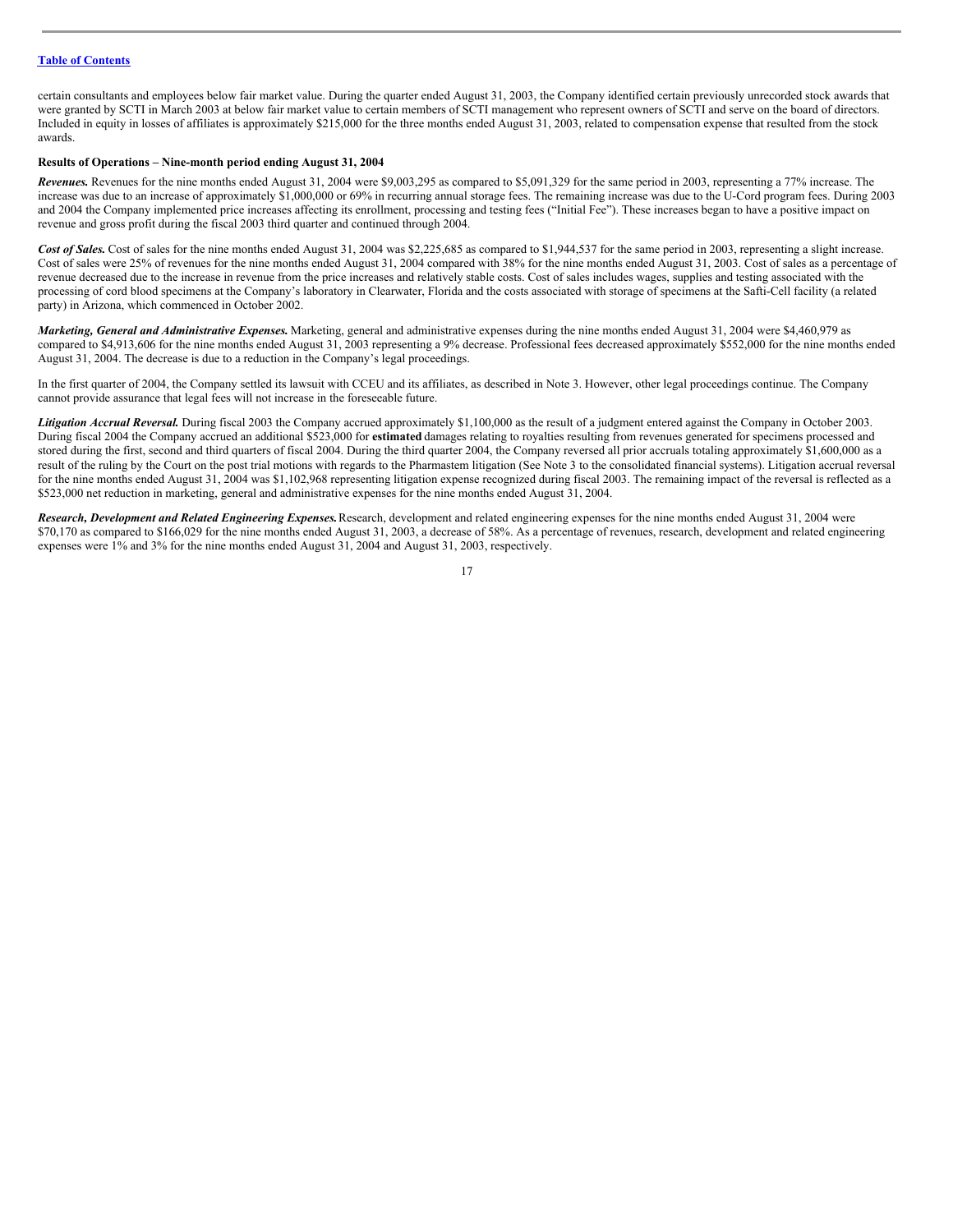certain consultants and employees below fair market value. During the quarter ended August 31, 2003, the Company identified certain previously unrecorded stock awards that were granted by SCTI in March 2003 at below fair market value to certain members of SCTI management who represent owners of SCTI and serve on the board of directors. Included in equity in losses of affiliates is approximately $215,000 for the three months ended August 31, 2003, related to compensation expense that resulted from the stock awards.

**Results of Operations – Nine-month period ending August 31, 2004**

***Revenues.*** Revenues for the nine months ended August 31, 2004 were $9,003,295 as compared to $5,091,329 for the same period in 2003, representing a 77% increase. The increase was due to an increase of approximately $1,000,000 or 69% in recurring annual storage fees. The remaining increase was due to the U-Cord program fees. During 2003 and 2004 the Company implemented price increases affecting its enrollment, processing and testing fees ("Initial Fee"). These increases began to have a positive impact on revenue and gross profit during the fiscal 2003 third quarter and continued through 2004.

***Cost of Sales.*** Cost of sales for the nine months ended August 31, 2004 was $2,225,685 as compared to $1,944,537 for the same period in 2003, representing a slight increase. Cost of sales were 25% of revenues for the nine months ended August 31, 2004 compared with 38% for the nine months ended August 31, 2003. Cost of sales as a percentage of revenue decreased due to the increase in revenue from the price increases and relatively stable costs. Cost of sales includes wages, supplies and testing associated with the processing of cord blood specimens at the Company's laboratory in Clearwater, Florida and the costs associated with storage of specimens at the Safti-Cell facility (a related party) in Arizona, which commenced in October 2002.

***Marketing, General and Administrative Expenses.*** Marketing, general and administrative expenses during the nine months ended August 31, 2004 were $4,460,979 as compared to $4,913,606 for the nine months ended August 31, 2003 representing a 9% decrease. Professional fees decreased approximately $552,000 for the nine months ended August 31, 2004. The decrease is due to a reduction in the Company's legal proceedings.

In the first quarter of 2004, the Company settled its lawsuit with CCEU and its affiliates, as described in Note 3. However, other legal proceedings continue. The Company cannot provide assurance that legal fees will not increase in the foreseeable future.

***Litigation Accrual Reversal.*** During fiscal 2003 the Company accrued approximately $1,100,000 as the result of a judgment entered against the Company in October 2003. During fiscal 2004 the Company accrued an additional $523,000 for **estimated** damages relating to royalties resulting from revenues generated for specimens processed and stored during the first, second and third quarters of fiscal 2004. During the third quarter 2004, the Company reversed all prior accruals totaling approximately $1,600,000 as a result of the ruling by the Court on the post trial motions with regards to the Pharmastem litigation (See Note 3 to the consolidated financial systems). Litigation accrual reversal for the nine months ended August 31, 2004 was $1,102,968 representing litigation expense recognized during fiscal 2003. The remaining impact of the reversal is reflected as a $523,000 net reduction in marketing, general and administrative expenses for the nine months ended August 31, 2004.

***Research, Development and Related Engineering Expenses.*** Research, development and related engineering expenses for the nine months ended August 31, 2004 were $70,170 as compared to $166,029 for the nine months ended August 31, 2003, a decrease of 58%. As a percentage of revenues, research, development and related engineering expenses were 1% and 3% for the nine months ended August 31, 2004 and August 31, 2003, respectively.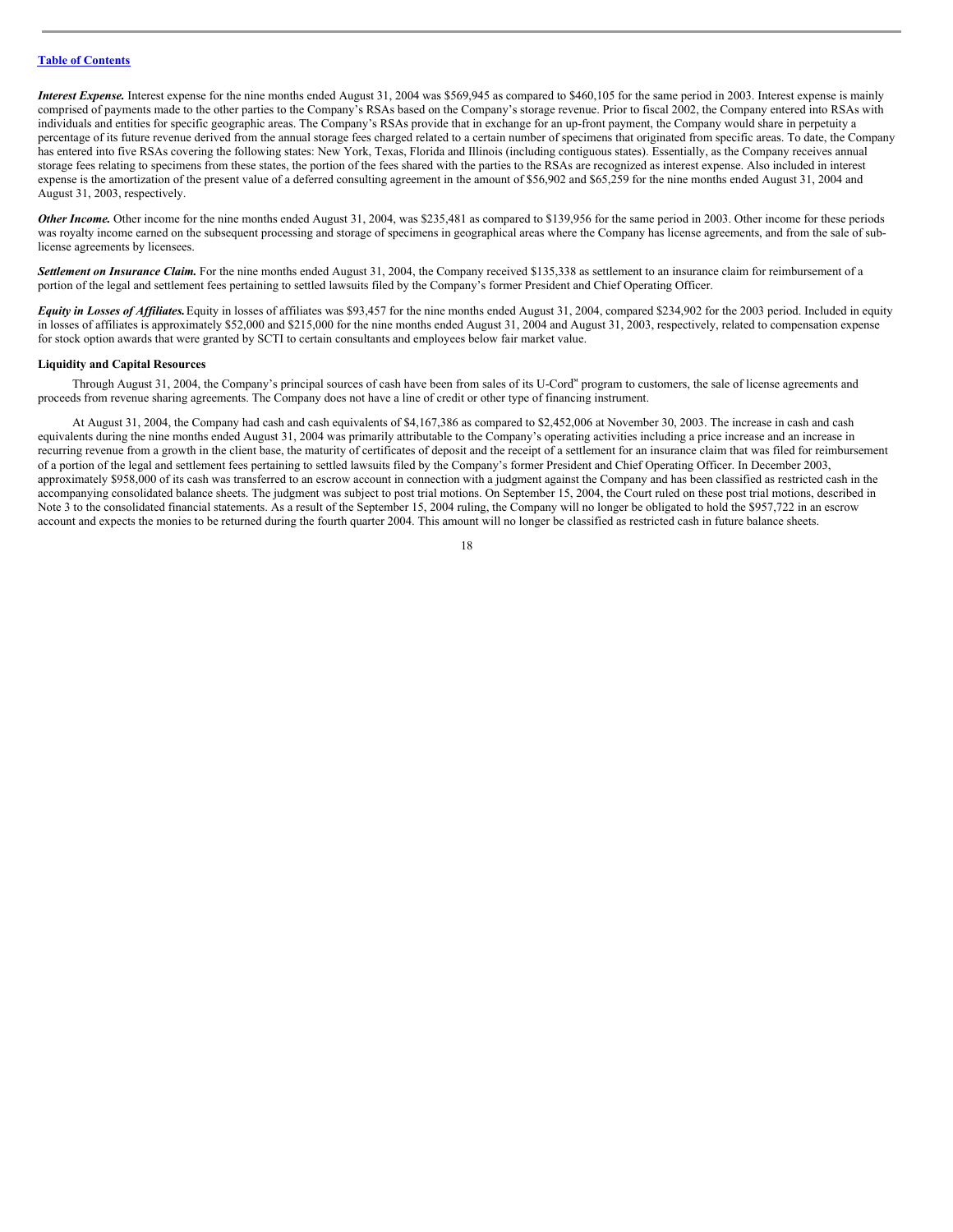***Interest Expense.*** Interest expense for the nine months ended August 31, 2004 was $569,945 as compared to $460,105 for the same period in 2003. Interest expense is mainly comprised of payments made to the other parties to the Company's RSAs based on the Company's storage revenue. Prior to fiscal 2002, the Company entered into RSAs with individuals and entities for specific geographic areas. The Company's RSAs provide that in exchange for an up-front payment, the Company would share in perpetuity a percentage of its future revenue derived from the annual storage fees charged related to a certain number of specimens that originated from specific areas. To date, the Company has entered into five RSAs covering the following states: New York, Texas, Florida and Illinois (including contiguous states). Essentially, as the Company receives annual storage fees relating to specimens from these states, the portion of the fees shared with the parties to the RSAs are recognized as interest expense. Also included in interest expense is the amortization of the present value of a deferred consulting agreement in the amount of $56,902 and $65,259 for the nine months ended August 31, 2004 and August 31, 2003, respectively.

***Other Income.*** Other income for the nine months ended August 31, 2004, was $235,481 as compared to $139,956 for the same period in 2003. Other income for these periods was royalty income earned on the subsequent processing and storage of specimens in geographical areas where the Company has license agreements, and from the sale of sub-license agreements by licensees.

***Settlement on Insurance Claim.*** For the nine months ended August 31, 2004, the Company received $135,338 as settlement to an insurance claim for reimbursement of a portion of the legal and settlement fees pertaining to settled lawsuits filed by the Company's former President and Chief Operating Officer.

***Equity in Losses of Affiliates.*** Equity in losses of affiliates was $93,457 for the nine months ended August 31, 2004, compared $234,902 for the 2003 period. Included in equity in losses of affiliates is approximately $52,000 and $215,000 for the nine months ended August 31, 2004 and August 31, 2003, respectively, related to compensation expense for stock option awards that were granted by SCTI to certain consultants and employees below fair market value.

**Liquidity and Capital Resources**

Through August 31, 2004, the Company's principal sources of cash have been from sales of its U-Cord℠ program to customers, the sale of license agreements and proceeds from revenue sharing agreements. The Company does not have a line of credit or other type of financing instrument.

At August 31, 2004, the Company had cash and cash equivalents of $4,167,386 as compared to $2,452,006 at November 30, 2003. The increase in cash and cash equivalents during the nine months ended August 31, 2004 was primarily attributable to the Company's operating activities including a price increase and an increase in recurring revenue from a growth in the client base, the maturity of certificates of deposit and the receipt of a settlement for an insurance claim that was filed for reimbursement of a portion of the legal and settlement fees pertaining to settled lawsuits filed by the Company's former President and Chief Operating Officer. In December 2003, approximately $958,000 of its cash was transferred to an escrow account in connection with a judgment against the Company and has been classified as restricted cash in the accompanying consolidated balance sheets. The judgment was subject to post trial motions. On September 15, 2004, the Court ruled on these post trial motions, described in Note 3 to the consolidated financial statements. As a result of the September 15, 2004 ruling, the Company will no longer be obligated to hold the $957,722 in an escrow account and expects the monies to be returned during the fourth quarter 2004. This amount will no longer be classified as restricted cash in future balance sheets.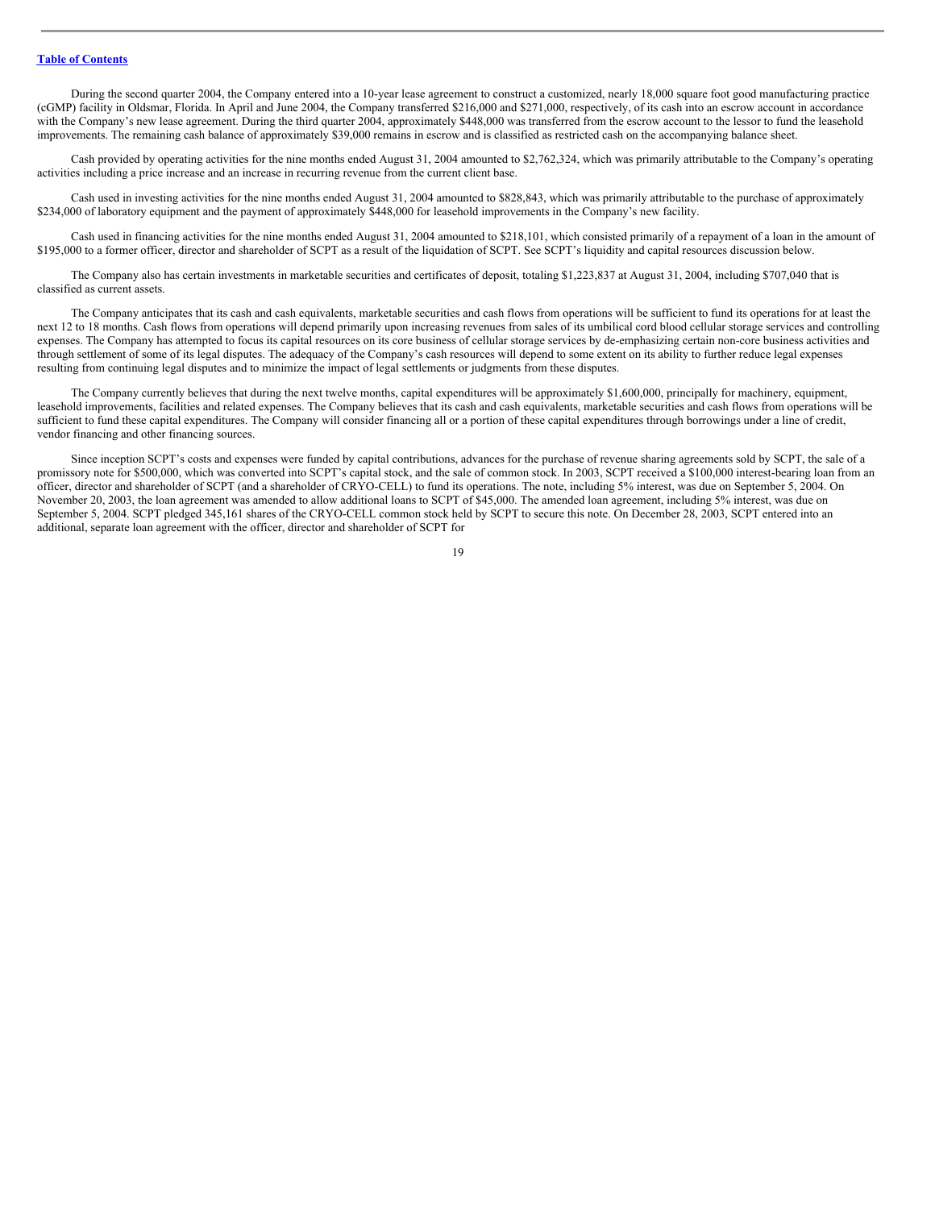During the second quarter 2004, the Company entered into a 10-year lease agreement to construct a customized, nearly 18,000 square foot good manufacturing practice (cGMP) facility in Oldsmar, Florida. In April and June 2004, the Company transferred $216,000 and $271,000, respectively, of its cash into an escrow account in accordance with the Company's new lease agreement. During the third quarter 2004, approximately $448,000 was transferred from the escrow account to the lessor to fund the leasehold improvements. The remaining cash balance of approximately $39,000 remains in escrow and is classified as restricted cash on the accompanying balance sheet.

Cash provided by operating activities for the nine months ended August 31, 2004 amounted to $2,762,324, which was primarily attributable to the Company's operating activities including a price increase and an increase in recurring revenue from the current client base.

Cash used in investing activities for the nine months ended August 31, 2004 amounted to $828,843, which was primarily attributable to the purchase of approximately $234,000 of laboratory equipment and the payment of approximately $448,000 for leasehold improvements in the Company's new facility.

Cash used in financing activities for the nine months ended August 31, 2004 amounted to $218,101, which consisted primarily of a repayment of a loan in the amount of $195,000 to a former officer, director and shareholder of SCPT as a result of the liquidation of SCPT. See SCPT's liquidity and capital resources discussion below.

The Company also has certain investments in marketable securities and certificates of deposit, totaling $1,223,837 at August 31, 2004, including $707,040 that is classified as current assets.

The Company anticipates that its cash and cash equivalents, marketable securities and cash flows from operations will be sufficient to fund its operations for at least the next 12 to 18 months. Cash flows from operations will depend primarily upon increasing revenues from sales of its umbilical cord blood cellular storage services and controlling expenses. The Company has attempted to focus its capital resources on its core business of cellular storage services by de-emphasizing certain non-core business activities and through settlement of some of its legal disputes. The adequacy of the Company's cash resources will depend to some extent on its ability to further reduce legal expenses resulting from continuing legal disputes and to minimize the impact of legal settlements or judgments from these disputes.

The Company currently believes that during the next twelve months, capital expenditures will be approximately $1,600,000, principally for machinery, equipment, leasehold improvements, facilities and related expenses. The Company believes that its cash and cash equivalents, marketable securities and cash flows from operations will be sufficient to fund these capital expenditures. The Company will consider financing all or a portion of these capital expenditures through borrowings under a line of credit, vendor financing and other financing sources.

Since inception SCPT's costs and expenses were funded by capital contributions, advances for the purchase of revenue sharing agreements sold by SCPT, the sale of a promissory note for $500,000, which was converted into SCPT's capital stock, and the sale of common stock. In 2003, SCPT received a $100,000 interest-bearing loan from an officer, director and shareholder of SCPT (and a shareholder of CRYO-CELL) to fund its operations. The note, including 5% interest, was due on September 5, 2004. On November 20, 2003, the loan agreement was amended to allow additional loans to SCPT of $45,000. The amended loan agreement, including 5% interest, was due on September 5, 2004. SCPT pledged 345,161 shares of the CRYO-CELL common stock held by SCPT to secure this note. On December 28, 2003, SCPT entered into an additional, separate loan agreement with the officer, director and shareholder of SCPT for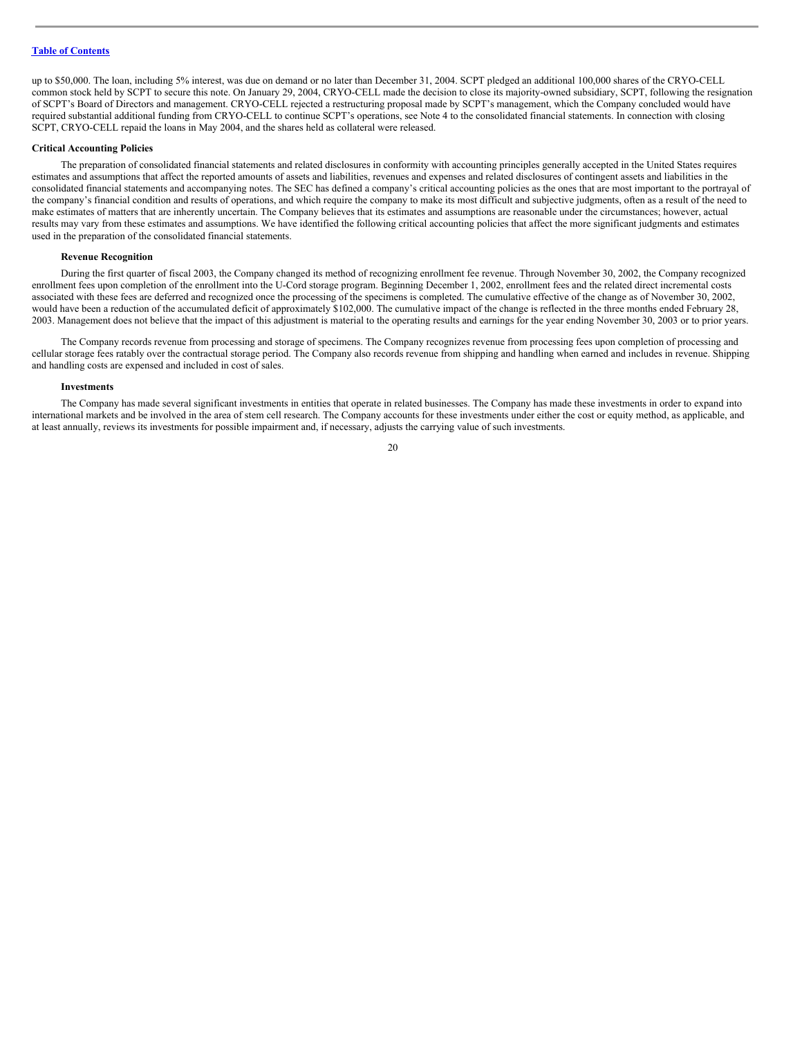up to $50,000. The loan, including 5% interest, was due on demand or no later than December 31, 2004. SCPT pledged an additional 100,000 shares of the CRYO-CELL common stock held by SCPT to secure this note. On January 29, 2004, CRYO-CELL made the decision to close its majority-owned subsidiary, SCPT, following the resignation of SCPT's Board of Directors and management. CRYO-CELL rejected a restructuring proposal made by SCPT's management, which the Company concluded would have required substantial additional funding from CRYO-CELL to continue SCPT's operations, see Note 4 to the consolidated financial statements. In connection with closing SCPT, CRYO-CELL repaid the loans in May 2004, and the shares held as collateral were released.

**Critical Accounting Policies**

The preparation of consolidated financial statements and related disclosures in conformity with accounting principles generally accepted in the United States requires estimates and assumptions that affect the reported amounts of assets and liabilities, revenues and expenses and related disclosures of contingent assets and liabilities in the consolidated financial statements and accompanying notes. The SEC has defined a company's critical accounting policies as the ones that are most important to the portrayal of the company's financial condition and results of operations, and which require the company to make its most difficult and subjective judgments, often as a result of the need to make estimates of matters that are inherently uncertain. The Company believes that its estimates and assumptions are reasonable under the circumstances; however, actual results may vary from these estimates and assumptions. We have identified the following critical accounting policies that affect the more significant judgments and estimates used in the preparation of the consolidated financial statements.

**Revenue Recognition**

During the first quarter of fiscal 2003, the Company changed its method of recognizing enrollment fee revenue. Through November 30, 2002, the Company recognized enrollment fees upon completion of the enrollment into the U-Cord storage program. Beginning December 1, 2002, enrollment fees and the related direct incremental costs associated with these fees are deferred and recognized once the processing of the specimens is completed. The cumulative effective of the change as of November 30, 2002, would have been a reduction of the accumulated deficit of approximately $102,000. The cumulative impact of the change is reflected in the three months ended February 28, 2003. Management does not believe that the impact of this adjustment is material to the operating results and earnings for the year ending November 30, 2003 or to prior years.

The Company records revenue from processing and storage of specimens. The Company recognizes revenue from processing fees upon completion of processing and cellular storage fees ratably over the contractual storage period. The Company also records revenue from shipping and handling when earned and includes in revenue. Shipping and handling costs are expensed and included in cost of sales.

**Investments**

The Company has made several significant investments in entities that operate in related businesses. The Company has made these investments in order to expand into international markets and be involved in the area of stem cell research. The Company accounts for these investments under either the cost or equity method, as applicable, and at least annually, reviews its investments for possible impairment and, if necessary, adjusts the carrying value of such investments.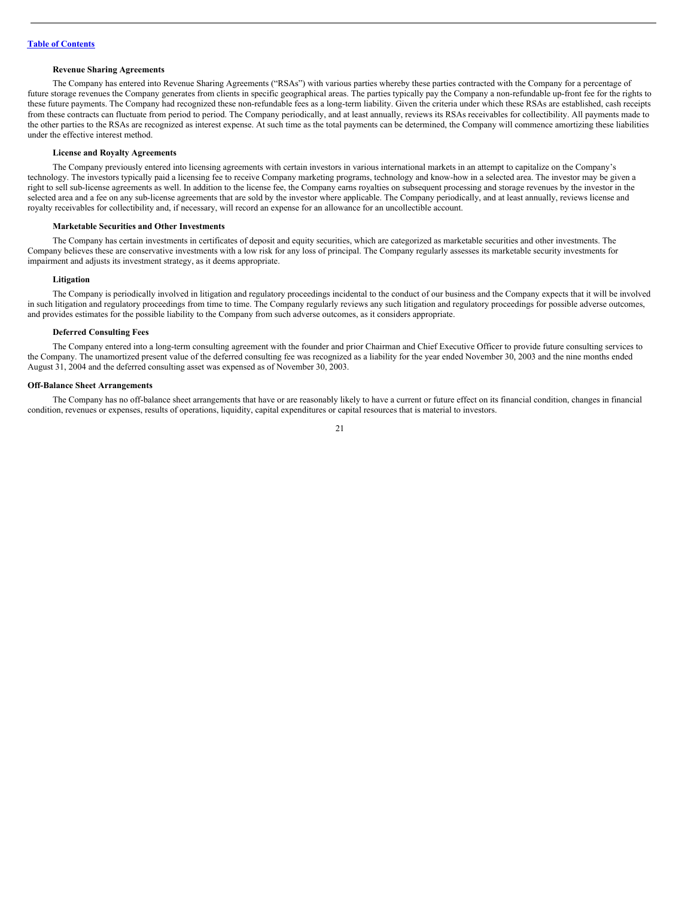#### Revenue Sharing Agreements

The Company has entered into Revenue Sharing Agreements ("RSAs") with various parties whereby these parties contracted with the Company for a percentage of future storage revenues the Company generates from clients in specific geographical areas. The parties typically pay the Company a non-refundable up-front fee for the rights to these future payments. The Company had recognized these non-refundable fees as a long-term liability. Given the criteria under which these RSAs are established, cash receipts from these contracts can fluctuate from period to period. The Company periodically, and at least annually, reviews its RSAs receivables for collectibility. All payments made to the other parties to the RSAs are recognized as interest expense. At such time as the total payments can be determined, the Company will commence amortizing these liabilities under the effective interest method.

#### License and Royalty Agreements

The Company previously entered into licensing agreements with certain investors in various international markets in an attempt to capitalize on the Company's technology. The investors typically paid a licensing fee to receive Company marketing programs, technology and know-how in a selected area. The investor may be given a right to sell sub-license agreements as well. In addition to the license fee, the Company earns royalties on subsequent processing and storage revenues by the investor in the selected area and a fee on any sub-license agreements that are sold by the investor where applicable. The Company periodically, and at least annually, reviews license and royalty receivables for collectibility and, if necessary, will record an expense for an allowance for an uncollectible account.

#### Marketable Securities and Other Investments

The Company has certain investments in certificates of deposit and equity securities, which are categorized as marketable securities and other investments. The Company believes these are conservative investments with a low risk for any loss of principal. The Company regularly assesses its marketable security investments for impairment and adjusts its investment strategy, as it deems appropriate.

#### Litigation

The Company is periodically involved in litigation and regulatory proceedings incidental to the conduct of our business and the Company expects that it will be involved in such litigation and regulatory proceedings from time to time. The Company regularly reviews any such litigation and regulatory proceedings for possible adverse outcomes, and provides estimates for the possible liability to the Company from such adverse outcomes, as it considers appropriate.

#### Deferred Consulting Fees

The Company entered into a long-term consulting agreement with the founder and prior Chairman and Chief Executive Officer to provide future consulting services to the Company. The unamortized present value of the deferred consulting fee was recognized as a liability for the year ended November 30, 2003 and the nine months ended August 31, 2004 and the deferred consulting asset was expensed as of November 30, 2003.

### Off-Balance Sheet Arrangements

The Company has no off-balance sheet arrangements that have or are reasonably likely to have a current or future effect on its financial condition, changes in financial condition, revenues or expenses, results of operations, liquidity, capital expenditures or capital resources that is material to investors.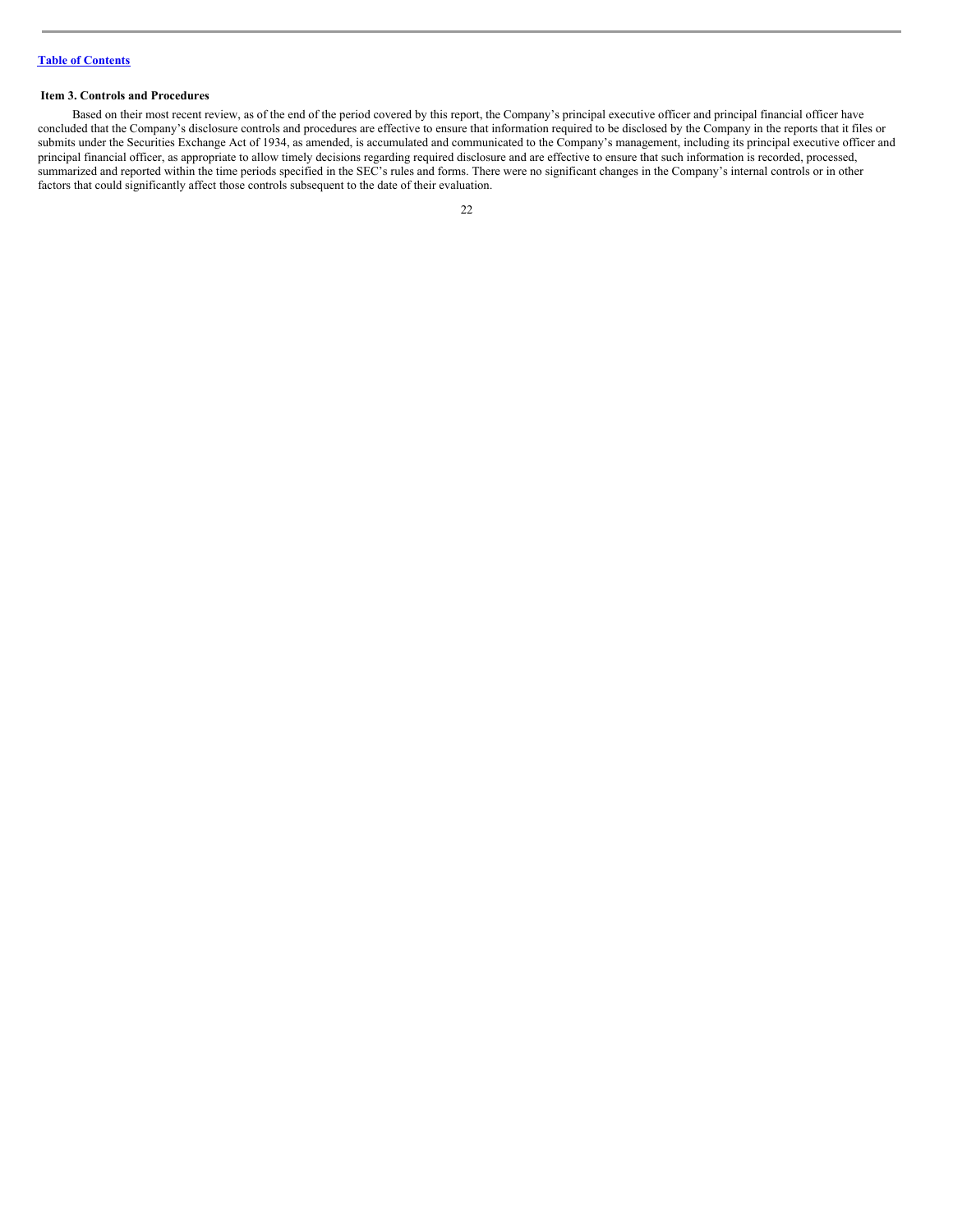### Item 3. Controls and Procedures

Based on their most recent review, as of the end of the period covered by this report, the Company's principal executive officer and principal financial officer have concluded that the Company's disclosure controls and procedures are effective to ensure that information required to be disclosed by the Company in the reports that it files or submits under the Securities Exchange Act of 1934, as amended, is accumulated and communicated to the Company's management, including its principal executive officer and principal financial officer, as appropriate to allow timely decisions regarding required disclosure and are effective to ensure that such information is recorded, processed, summarized and reported within the time periods specified in the SEC's rules and forms. There were no significant changes in the Company's internal controls or in other factors that could significantly affect those controls subsequent to the date of their evaluation.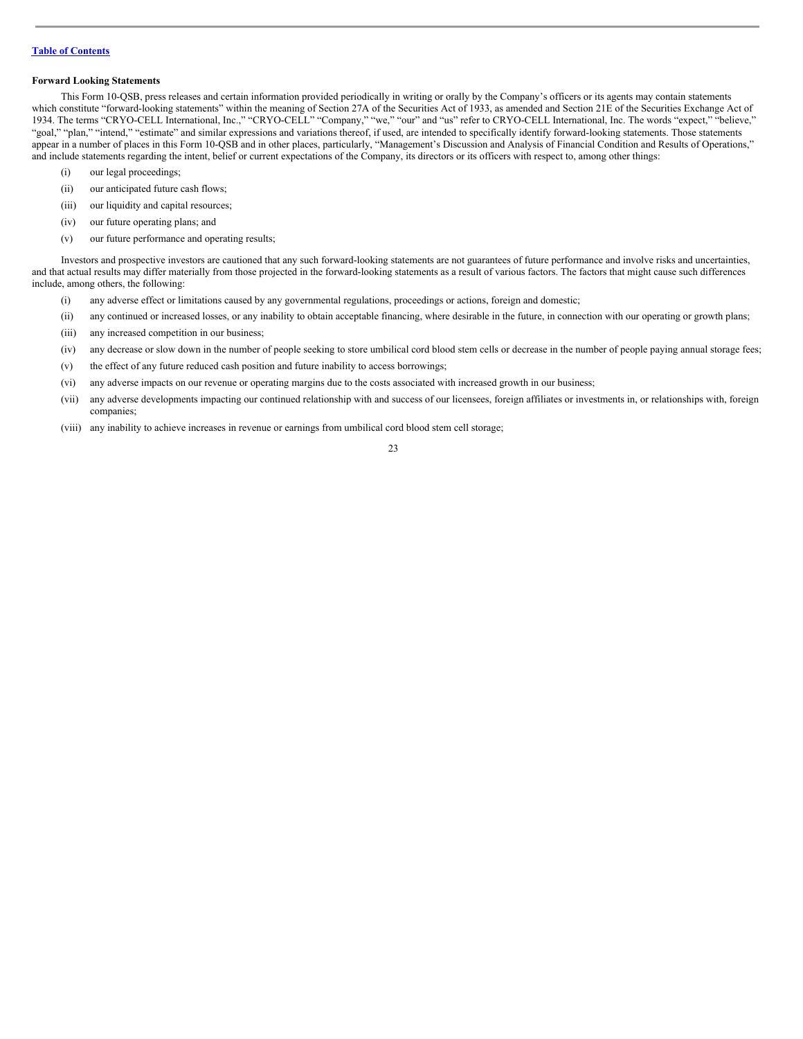**Forward Looking Statements**

This Form 10-QSB, press releases and certain information provided periodically in writing or orally by the Company's officers or its agents may contain statements which constitute "forward-looking statements" within the meaning of Section 27A of the Securities Act of 1933, as amended and Section 21E of the Securities Exchange Act of 1934. The terms "CRYO-CELL International, Inc.," "CRYO-CELL" "Company," "we," "our" and "us" refer to CRYO-CELL International, Inc. The words "expect," "believe," "goal," "plan," "intend," "estimate" and similar expressions and variations thereof, if used, are intended to specifically identify forward-looking statements. Those statements appear in a number of places in this Form 10-QSB and in other places, particularly, "Management's Discussion and Analysis of Financial Condition and Results of Operations," and include statements regarding the intent, belief or current expectations of the Company, its directors or its officers with respect to, among other things:

(i) our legal proceedings;

(ii) our anticipated future cash flows;

(iii) our liquidity and capital resources;

(iv) our future operating plans; and

(v) our future performance and operating results;

Investors and prospective investors are cautioned that any such forward-looking statements are not guarantees of future performance and involve risks and uncertainties, and that actual results may differ materially from those projected in the forward-looking statements as a result of various factors. The factors that might cause such differences include, among others, the following:

(i) any adverse effect or limitations caused by any governmental regulations, proceedings or actions, foreign and domestic;

(ii) any continued or increased losses, or any inability to obtain acceptable financing, where desirable in the future, in connection with our operating or growth plans;

(iii) any increased competition in our business;

(iv) any decrease or slow down in the number of people seeking to store umbilical cord blood stem cells or decrease in the number of people paying annual storage fees;

(v) the effect of any future reduced cash position and future inability to access borrowings;

(vi) any adverse impacts on our revenue or operating margins due to the costs associated with increased growth in our business;

(vii) any adverse developments impacting our continued relationship with and success of our licensees, foreign affiliates or investments in, or relationships with, foreign companies;

(viii) any inability to achieve increases in revenue or earnings from umbilical cord blood stem cell storage;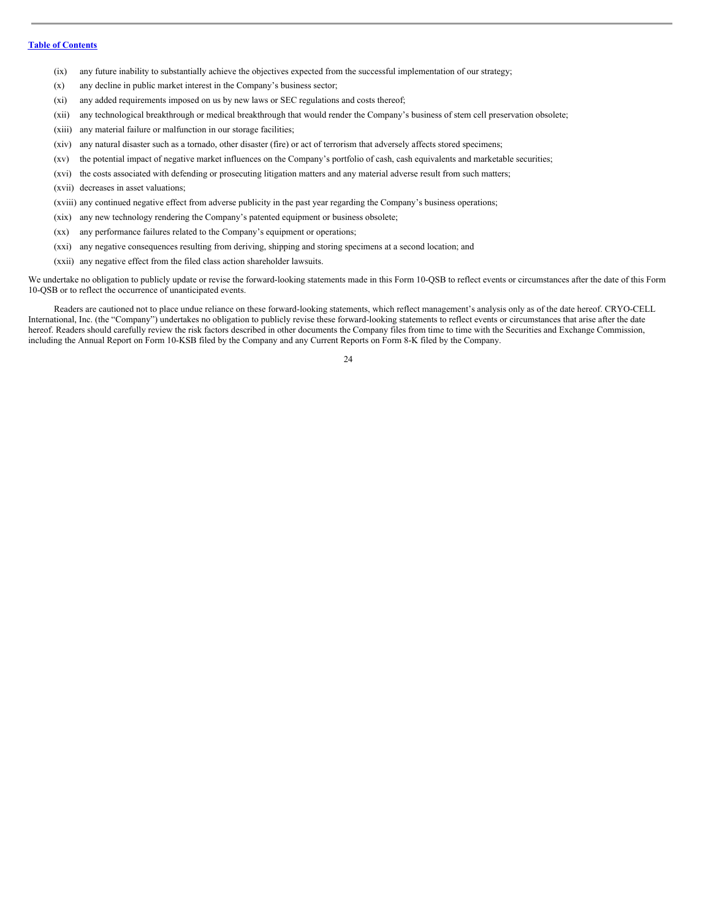(ix) any future inability to substantially achieve the objectives expected from the successful implementation of our strategy;

(x) any decline in public market interest in the Company's business sector;

(xi) any added requirements imposed on us by new laws or SEC regulations and costs thereof;

(xii) any technological breakthrough or medical breakthrough that would render the Company's business of stem cell preservation obsolete;

(xiii) any material failure or malfunction in our storage facilities;

(xiv) any natural disaster such as a tornado, other disaster (fire) or act of terrorism that adversely affects stored specimens;

(xv) the potential impact of negative market influences on the Company's portfolio of cash, cash equivalents and marketable securities;

(xvi) the costs associated with defending or prosecuting litigation matters and any material adverse result from such matters;

(xvii) decreases in asset valuations;

(xviii) any continued negative effect from adverse publicity in the past year regarding the Company's business operations;

(xix) any new technology rendering the Company's patented equipment or business obsolete;

(xx) any performance failures related to the Company's equipment or operations;

(xxi) any negative consequences resulting from deriving, shipping and storing specimens at a second location; and

(xxii) any negative effect from the filed class action shareholder lawsuits.

We undertake no obligation to publicly update or revise the forward-looking statements made in this Form 10-QSB to reflect events or circumstances after the date of this Form 10-QSB or to reflect the occurrence of unanticipated events.

Readers are cautioned not to place undue reliance on these forward-looking statements, which reflect management's analysis only as of the date hereof. CRYO-CELL International, Inc. (the "Company") undertakes no obligation to publicly revise these forward-looking statements to reflect events or circumstances that arise after the date hereof. Readers should carefully review the risk factors described in other documents the Company files from time to time with the Securities and Exchange Commission, including the Annual Report on Form 10-KSB filed by the Company and any Current Reports on Form 8-K filed by the Company.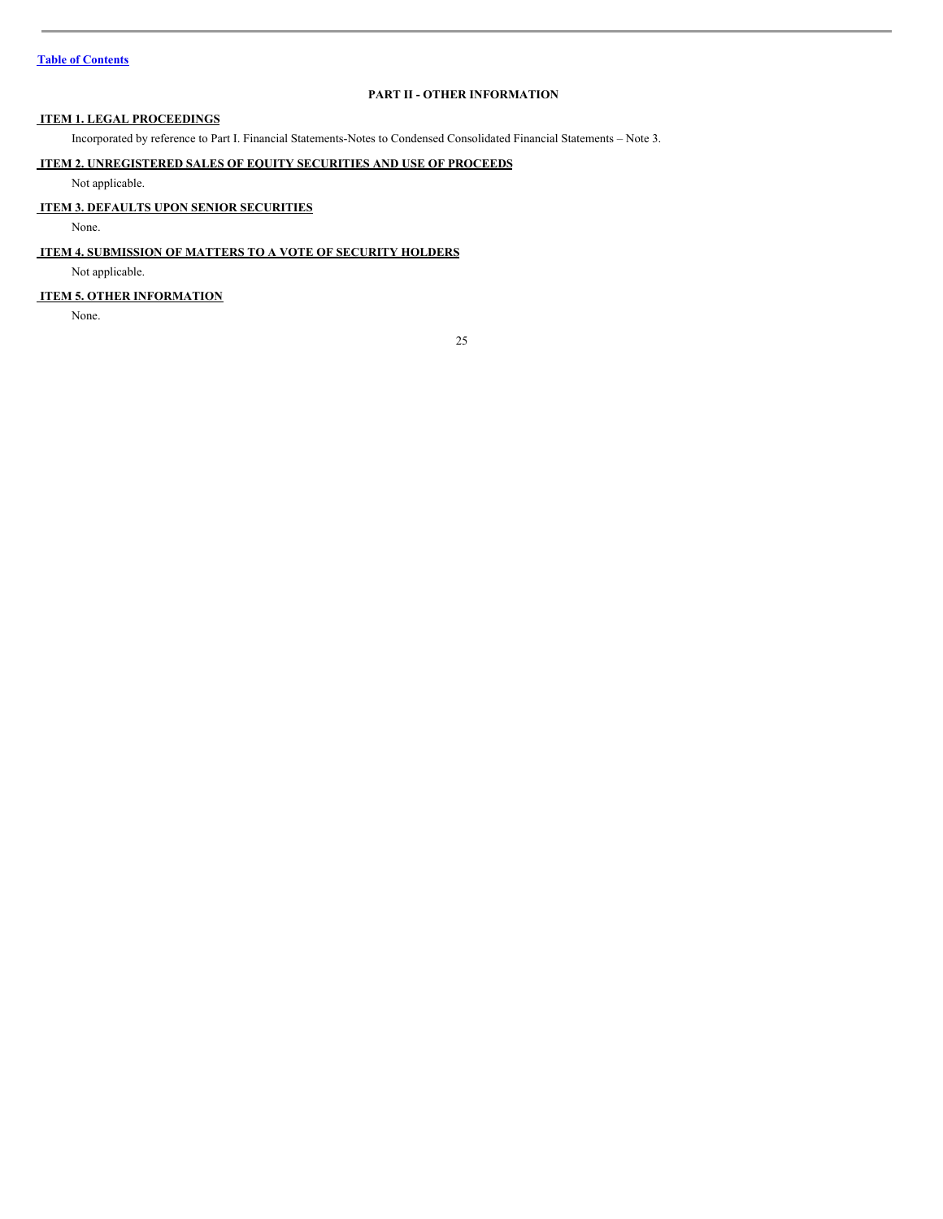## PART II - OTHER INFORMATION

### ITEM 1. LEGAL PROCEEDINGS

Incorporated by reference to Part I. Financial Statements-Notes to Condensed Consolidated Financial Statements – Note 3.

### ITEM 2. UNREGISTERED SALES OF EQUITY SECURITIES AND USE OF PROCEEDS

Not applicable.

### ITEM 3. DEFAULTS UPON SENIOR SECURITIES

None.

### ITEM 4. SUBMISSION OF MATTERS TO A VOTE OF SECURITY HOLDERS

Not applicable.

### ITEM 5. OTHER INFORMATION

None.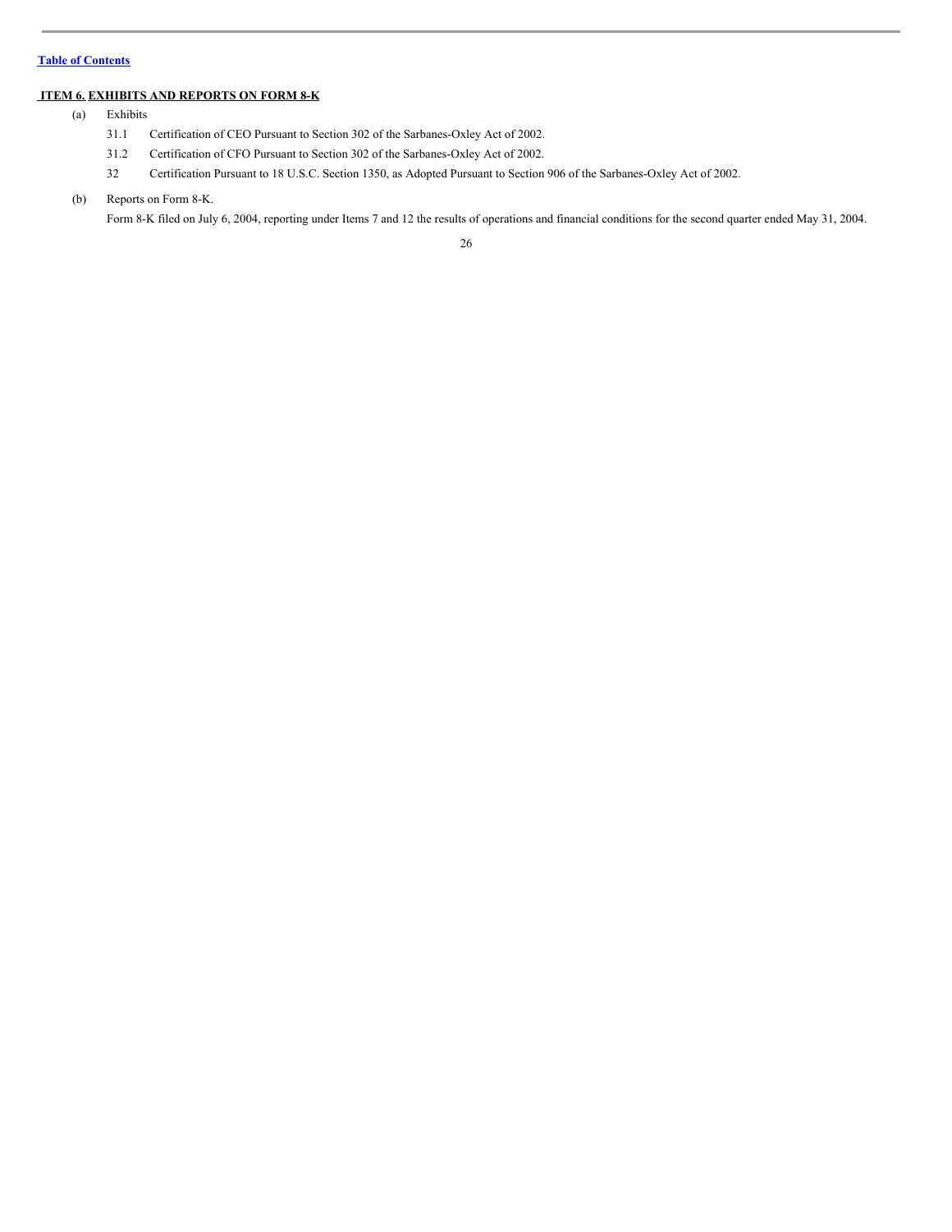## ITEM 6. EXHIBITS AND REPORTS ON FORM 8-K

(a) Exhibits

- 31.1 Certification of CEO Pursuant to Section 302 of the Sarbanes-Oxley Act of 2002.
- 31.2 Certification of CFO Pursuant to Section 302 of the Sarbanes-Oxley Act of 2002.
- 32 Certification Pursuant to 18 U.S.C. Section 1350, as Adopted Pursuant to Section 906 of the Sarbanes-Oxley Act of 2002.

(b) Reports on Form 8-K.

Form 8-K filed on July 6, 2004, reporting under Items 7 and 12 the results of operations and financial conditions for the second quarter ended May 31, 2004.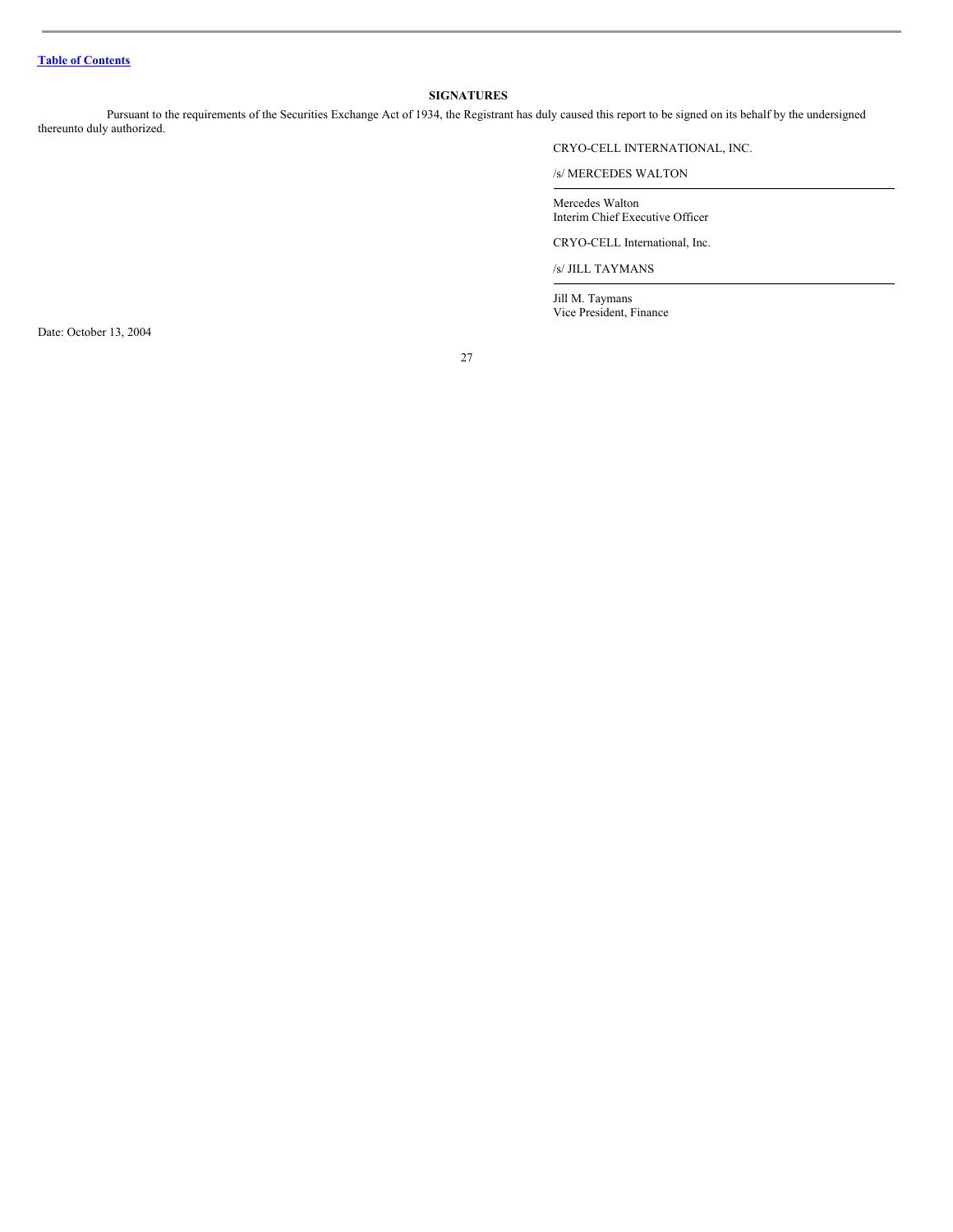[Table of Contents](#)

## SIGNATURES

Pursuant to the requirements of the Securities Exchange Act of 1934, the Registrant has duly caused this report to be signed on its behalf by the undersigned thereunto duly authorized.

CRYO-CELL INTERNATIONAL, INC.

/s/ MERCEDES WALTON

Mercedes Walton
Interim Chief Executive Officer

CRYO-CELL International, Inc.

/s/ JILL TAYMANS

Jill M. Taymans
Vice President, Finance

Date: October 13, 2004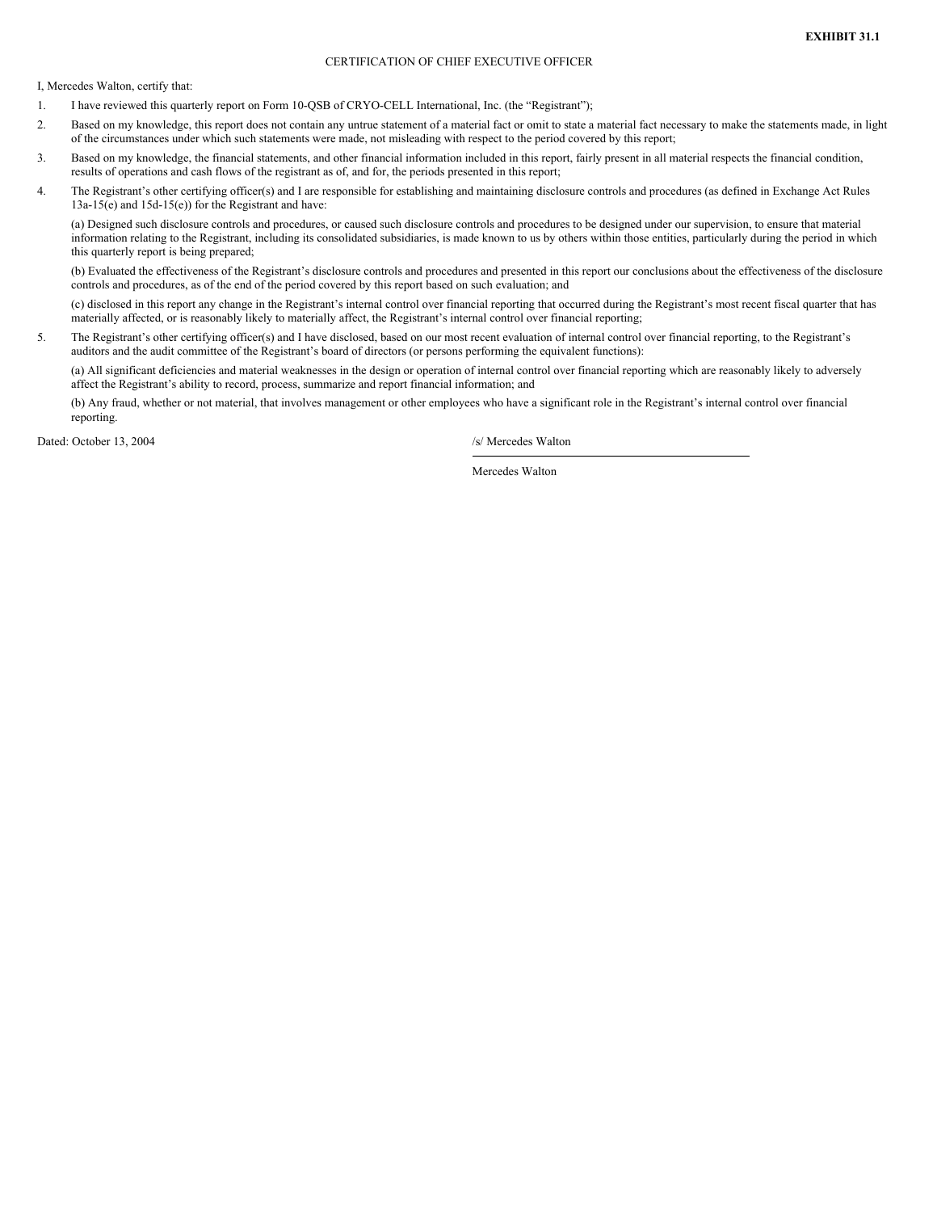**EXHIBIT 31.1**

CERTIFICATION OF CHIEF EXECUTIVE OFFICER

I, Mercedes Walton, certify that:

1. I have reviewed this quarterly report on Form 10-QSB of CRYO-CELL International, Inc. (the "Registrant");
2. Based on my knowledge, this report does not contain any untrue statement of a material fact or omit to state a material fact necessary to make the statements made, in light of the circumstances under which such statements were made, not misleading with respect to the period covered by this report;
3. Based on my knowledge, the financial statements, and other financial information included in this report, fairly present in all material respects the financial condition, results of operations and cash flows of the registrant as of, and for, the periods presented in this report;
4. The Registrant's other certifying officer(s) and I are responsible for establishing and maintaining disclosure controls and procedures (as defined in Exchange Act Rules 13a-15(e) and 15d-15(e)) for the Registrant and have:

   (a) Designed such disclosure controls and procedures, or caused such disclosure controls and procedures to be designed under our supervision, to ensure that material information relating to the Registrant, including its consolidated subsidiaries, is made known to us by others within those entities, particularly during the period in which this quarterly report is being prepared;

   (b) Evaluated the effectiveness of the Registrant's disclosure controls and procedures and presented in this report our conclusions about the effectiveness of the disclosure controls and procedures, as of the end of the period covered by this report based on such evaluation; and

   (c) disclosed in this report any change in the Registrant's internal control over financial reporting that occurred during the Registrant's most recent fiscal quarter that has materially affected, or is reasonably likely to materially affect, the Registrant's internal control over financial reporting;
5. The Registrant's other certifying officer(s) and I have disclosed, based on our most recent evaluation of internal control over financial reporting, to the Registrant's auditors and the audit committee of the Registrant's board of directors (or persons performing the equivalent functions):

   (a) All significant deficiencies and material weaknesses in the design or operation of internal control over financial reporting which are reasonably likely to adversely affect the Registrant's ability to record, process, summarize and report financial information; and

   (b) Any fraud, whether or not material, that involves management or other employees who have a significant role in the Registrant's internal control over financial reporting.

Dated: October 13, 2004

/s/ Mercedes Walton

Mercedes Walton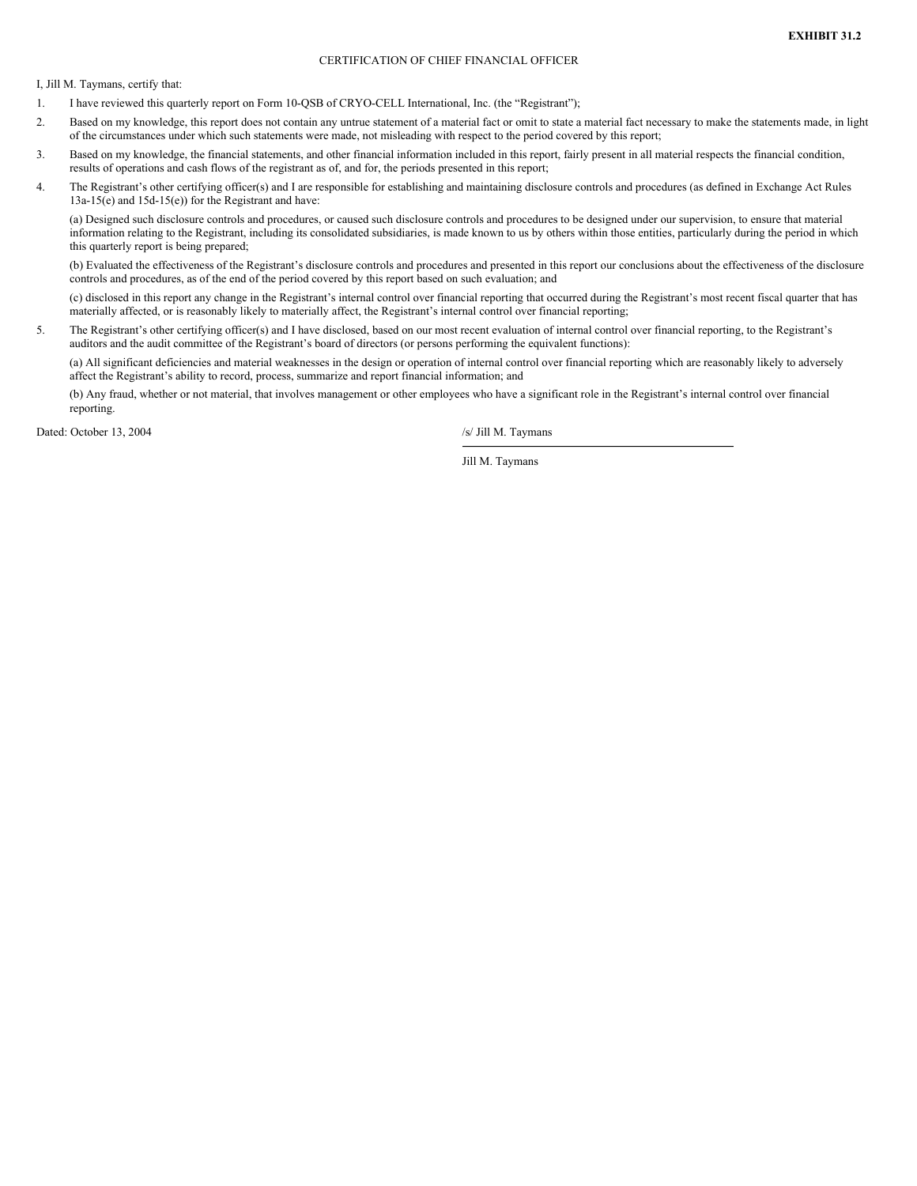**EXHIBIT 31.2**

CERTIFICATION OF CHIEF FINANCIAL OFFICER

I, Jill M. Taymans, certify that:

1. I have reviewed this quarterly report on Form 10-QSB of CRYO-CELL International, Inc. (the “Registrant”);
2. Based on my knowledge, this report does not contain any untrue statement of a material fact or omit to state a material fact necessary to make the statements made, in light of the circumstances under which such statements were made, not misleading with respect to the period covered by this report;
3. Based on my knowledge, the financial statements, and other financial information included in this report, fairly present in all material respects the financial condition, results of operations and cash flows of the registrant as of, and for, the periods presented in this report;
4. The Registrant’s other certifying officer(s) and I are responsible for establishing and maintaining disclosure controls and procedures (as defined in Exchange Act Rules 13a-15(e) and 15d-15(e)) for the Registrant and have:

   (a) Designed such disclosure controls and procedures, or caused such disclosure controls and procedures to be designed under our supervision, to ensure that material information relating to the Registrant, including its consolidated subsidiaries, is made known to us by others within those entities, particularly during the period in which this quarterly report is being prepared;

   (b) Evaluated the effectiveness of the Registrant’s disclosure controls and procedures and presented in this report our conclusions about the effectiveness of the disclosure controls and procedures, as of the end of the period covered by this report based on such evaluation; and

   (c) disclosed in this report any change in the Registrant’s internal control over financial reporting that occurred during the Registrant’s most recent fiscal quarter that has materially affected, or is reasonably likely to materially affect, the Registrant’s internal control over financial reporting;
5. The Registrant’s other certifying officer(s) and I have disclosed, based on our most recent evaluation of internal control over financial reporting, to the Registrant’s auditors and the audit committee of the Registrant’s board of directors (or persons performing the equivalent functions):

   (a) All significant deficiencies and material weaknesses in the design or operation of internal control over financial reporting which are reasonably likely to adversely affect the Registrant’s ability to record, process, summarize and report financial information; and

   (b) Any fraud, whether or not material, that involves management or other employees who have a significant role in the Registrant’s internal control over financial reporting.

Dated: October 13, 2004

/s/ Jill M. Taymans

Jill M. Taymans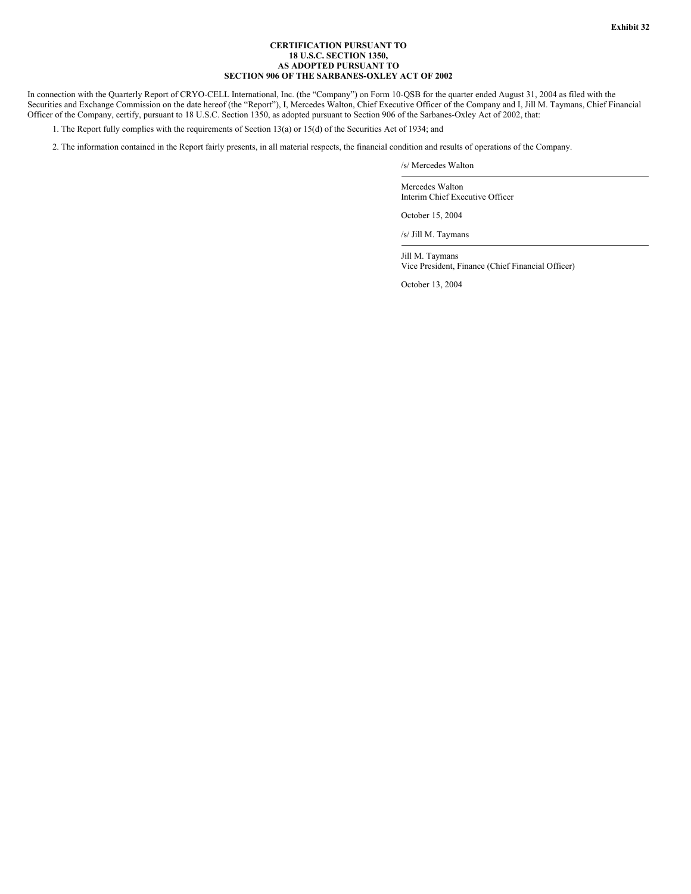**Exhibit 32**

**CERTIFICATION PURSUANT TO
18 U.S.C. SECTION 1350,
AS ADOPTED PURSUANT TO
SECTION 906 OF THE SARBANES-OXLEY ACT OF 2002**

In connection with the Quarterly Report of CRYO-CELL International, Inc. (the “Company”) on Form 10-QSB for the quarter ended August 31, 2004 as filed with the Securities and Exchange Commission on the date hereof (the “Report”), I, Mercedes Walton, Chief Executive Officer of the Company and I, Jill M. Taymans, Chief Financial Officer of the Company, certify, pursuant to 18 U.S.C. Section 1350, as adopted pursuant to Section 906 of the Sarbanes-Oxley Act of 2002, that:

1. The Report fully complies with the requirements of Section 13(a) or 15(d) of the Securities Act of 1934; and

2. The information contained in the Report fairly presents, in all material respects, the financial condition and results of operations of the Company.

/s/ Mercedes Walton

Mercedes Walton
Interim Chief Executive Officer

October 15, 2004

/s/ Jill M. Taymans

Jill M. Taymans
Vice President, Finance (Chief Financial Officer)

October 13, 2004